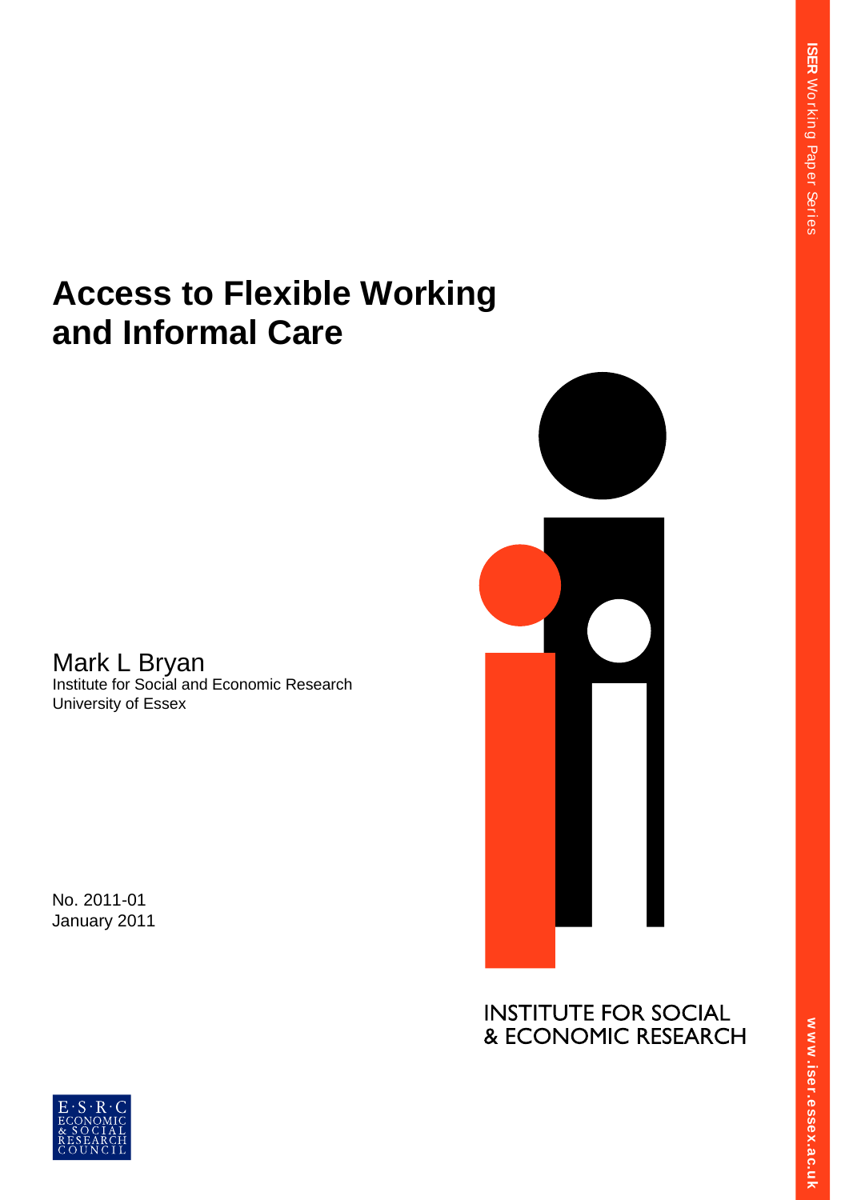ISER Working Paper Series

# Access to Flexible Working and Informal Care

Mark L Bryan
Institute for Social and Economic Research
University of Essex

No. 2011-01
January 2011

INSTITUTE FOR SOCIAL & ECONOMIC RESEARCH

www.iser.essex.ac.uk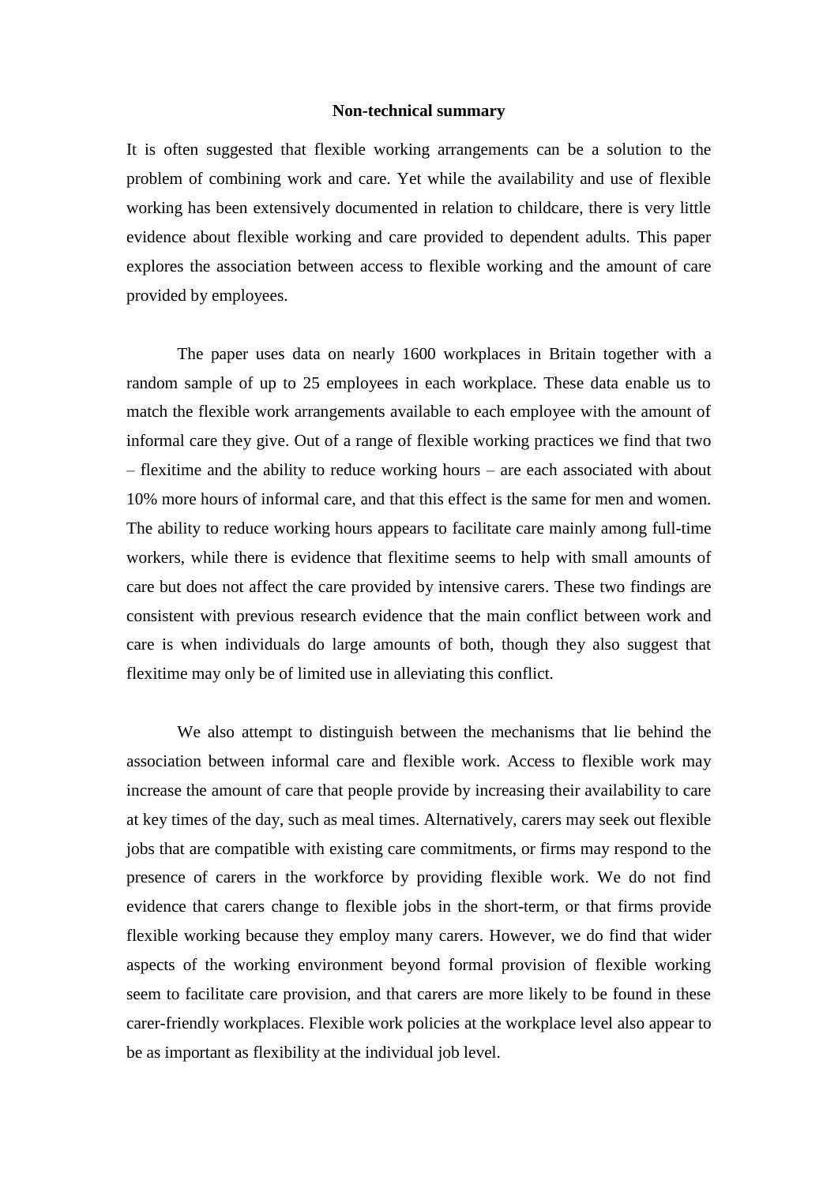## Non-technical summary

It is often suggested that flexible working arrangements can be a solution to the problem of combining work and care. Yet while the availability and use of flexible working has been extensively documented in relation to childcare, there is very little evidence about flexible working and care provided to dependent adults. This paper explores the association between access to flexible working and the amount of care provided by employees.

The paper uses data on nearly 1600 workplaces in Britain together with a random sample of up to 25 employees in each workplace. These data enable us to match the flexible work arrangements available to each employee with the amount of informal care they give. Out of a range of flexible working practices we find that two – flexitime and the ability to reduce working hours – are each associated with about 10% more hours of informal care, and that this effect is the same for men and women. The ability to reduce working hours appears to facilitate care mainly among full-time workers, while there is evidence that flexitime seems to help with small amounts of care but does not affect the care provided by intensive carers. These two findings are consistent with previous research evidence that the main conflict between work and care is when individuals do large amounts of both, though they also suggest that flexitime may only be of limited use in alleviating this conflict.

We also attempt to distinguish between the mechanisms that lie behind the association between informal care and flexible work. Access to flexible work may increase the amount of care that people provide by increasing their availability to care at key times of the day, such as meal times. Alternatively, carers may seek out flexible jobs that are compatible with existing care commitments, or firms may respond to the presence of carers in the workforce by providing flexible work. We do not find evidence that carers change to flexible jobs in the short-term, or that firms provide flexible working because they employ many carers. However, we do find that wider aspects of the working environment beyond formal provision of flexible working seem to facilitate care provision, and that carers are more likely to be found in these carer-friendly workplaces. Flexible work policies at the workplace level also appear to be as important as flexibility at the individual job level.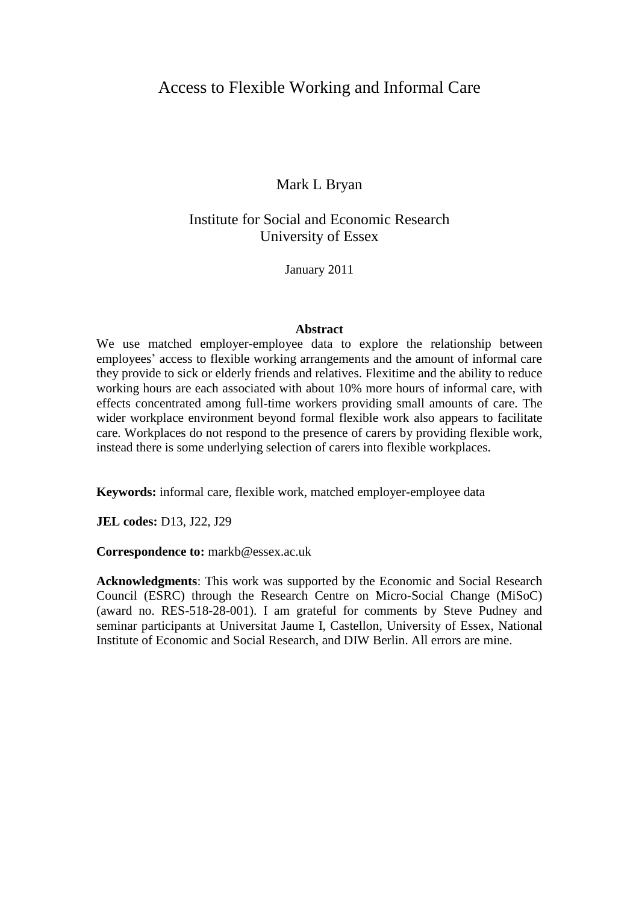# Access to Flexible Working and Informal Care

Mark L Bryan

Institute for Social and Economic Research
University of Essex

January 2011

**Abstract**

We use matched employer-employee data to explore the relationship between employees' access to flexible working arrangements and the amount of informal care they provide to sick or elderly friends and relatives. Flexitime and the ability to reduce working hours are each associated with about 10% more hours of informal care, with effects concentrated among full-time workers providing small amounts of care. The wider workplace environment beyond formal flexible work also appears to facilitate care. Workplaces do not respond to the presence of carers by providing flexible work, instead there is some underlying selection of carers into flexible workplaces.

**Keywords:** informal care, flexible work, matched employer-employee data

**JEL codes:** D13, J22, J29

**Correspondence to:** markb@essex.ac.uk

**Acknowledgments**: This work was supported by the Economic and Social Research Council (ESRC) through the Research Centre on Micro-Social Change (MiSoC) (award no. RES-518-28-001). I am grateful for comments by Steve Pudney and seminar participants at Universitat Jaume I, Castellon, University of Essex, National Institute of Economic and Social Research, and DIW Berlin. All errors are mine.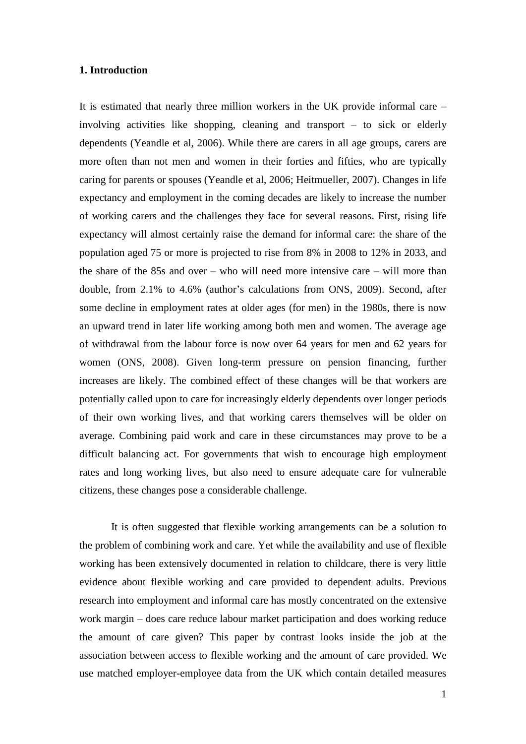## 1. Introduction

It is estimated that nearly three million workers in the UK provide informal care – involving activities like shopping, cleaning and transport – to sick or elderly dependents (Yeandle et al, 2006). While there are carers in all age groups, carers are more often than not men and women in their forties and fifties, who are typically caring for parents or spouses (Yeandle et al, 2006; Heitmueller, 2007). Changes in life expectancy and employment in the coming decades are likely to increase the number of working carers and the challenges they face for several reasons. First, rising life expectancy will almost certainly raise the demand for informal care: the share of the population aged 75 or more is projected to rise from 8% in 2008 to 12% in 2033, and the share of the 85s and over – who will need more intensive care – will more than double, from 2.1% to 4.6% (author's calculations from ONS, 2009). Second, after some decline in employment rates at older ages (for men) in the 1980s, there is now an upward trend in later life working among both men and women. The average age of withdrawal from the labour force is now over 64 years for men and 62 years for women (ONS, 2008). Given long-term pressure on pension financing, further increases are likely. The combined effect of these changes will be that workers are potentially called upon to care for increasingly elderly dependents over longer periods of their own working lives, and that working carers themselves will be older on average. Combining paid work and care in these circumstances may prove to be a difficult balancing act. For governments that wish to encourage high employment rates and long working lives, but also need to ensure adequate care for vulnerable citizens, these changes pose a considerable challenge.

It is often suggested that flexible working arrangements can be a solution to the problem of combining work and care. Yet while the availability and use of flexible working has been extensively documented in relation to childcare, there is very little evidence about flexible working and care provided to dependent adults. Previous research into employment and informal care has mostly concentrated on the extensive work margin – does care reduce labour market participation and does working reduce the amount of care given? This paper by contrast looks inside the job at the association between access to flexible working and the amount of care provided. We use matched employer-employee data from the UK which contain detailed measures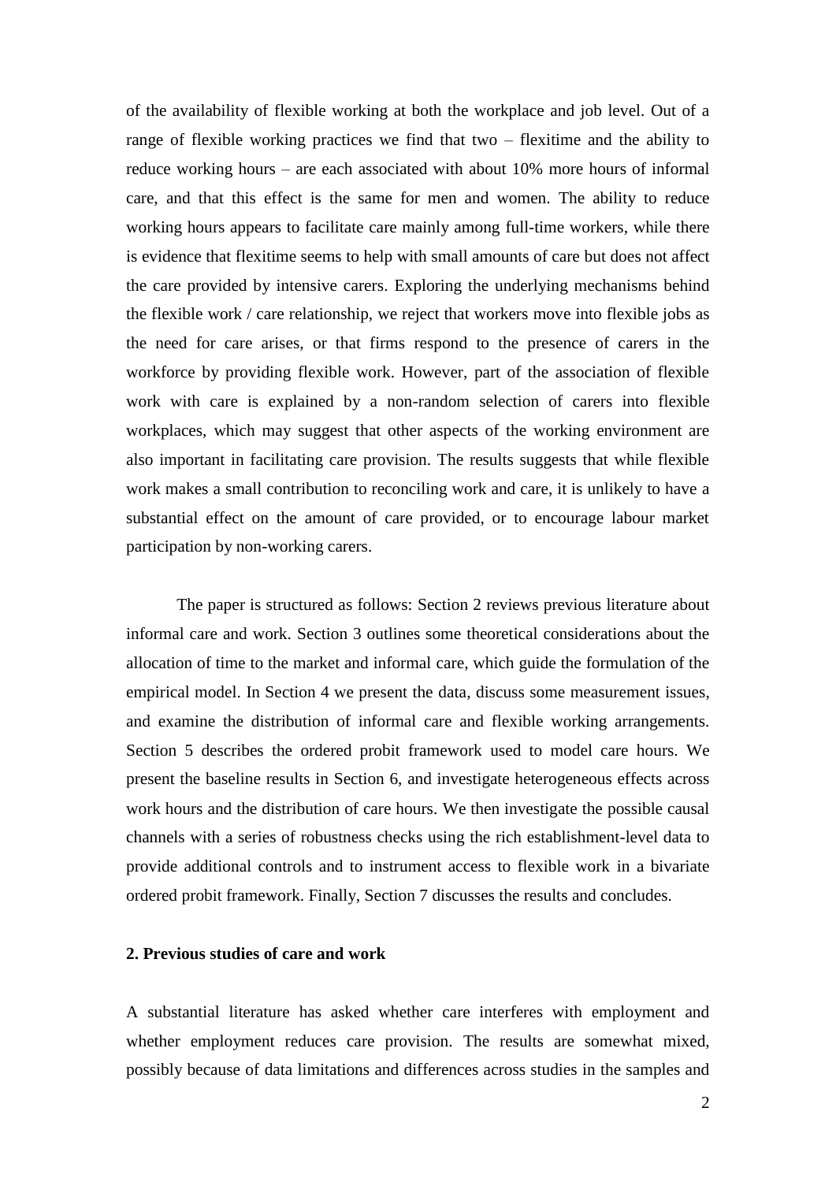of the availability of flexible working at both the workplace and job level. Out of a range of flexible working practices we find that two – flexitime and the ability to reduce working hours – are each associated with about 10% more hours of informal care, and that this effect is the same for men and women. The ability to reduce working hours appears to facilitate care mainly among full-time workers, while there is evidence that flexitime seems to help with small amounts of care but does not affect the care provided by intensive carers. Exploring the underlying mechanisms behind the flexible work / care relationship, we reject that workers move into flexible jobs as the need for care arises, or that firms respond to the presence of carers in the workforce by providing flexible work. However, part of the association of flexible work with care is explained by a non-random selection of carers into flexible workplaces, which may suggest that other aspects of the working environment are also important in facilitating care provision. The results suggests that while flexible work makes a small contribution to reconciling work and care, it is unlikely to have a substantial effect on the amount of care provided, or to encourage labour market participation by non-working carers.

The paper is structured as follows: Section 2 reviews previous literature about informal care and work. Section 3 outlines some theoretical considerations about the allocation of time to the market and informal care, which guide the formulation of the empirical model. In Section 4 we present the data, discuss some measurement issues, and examine the distribution of informal care and flexible working arrangements. Section 5 describes the ordered probit framework used to model care hours. We present the baseline results in Section 6, and investigate heterogeneous effects across work hours and the distribution of care hours. We then investigate the possible causal channels with a series of robustness checks using the rich establishment-level data to provide additional controls and to instrument access to flexible work in a bivariate ordered probit framework. Finally, Section 7 discusses the results and concludes.

## 2. Previous studies of care and work

A substantial literature has asked whether care interferes with employment and whether employment reduces care provision. The results are somewhat mixed, possibly because of data limitations and differences across studies in the samples and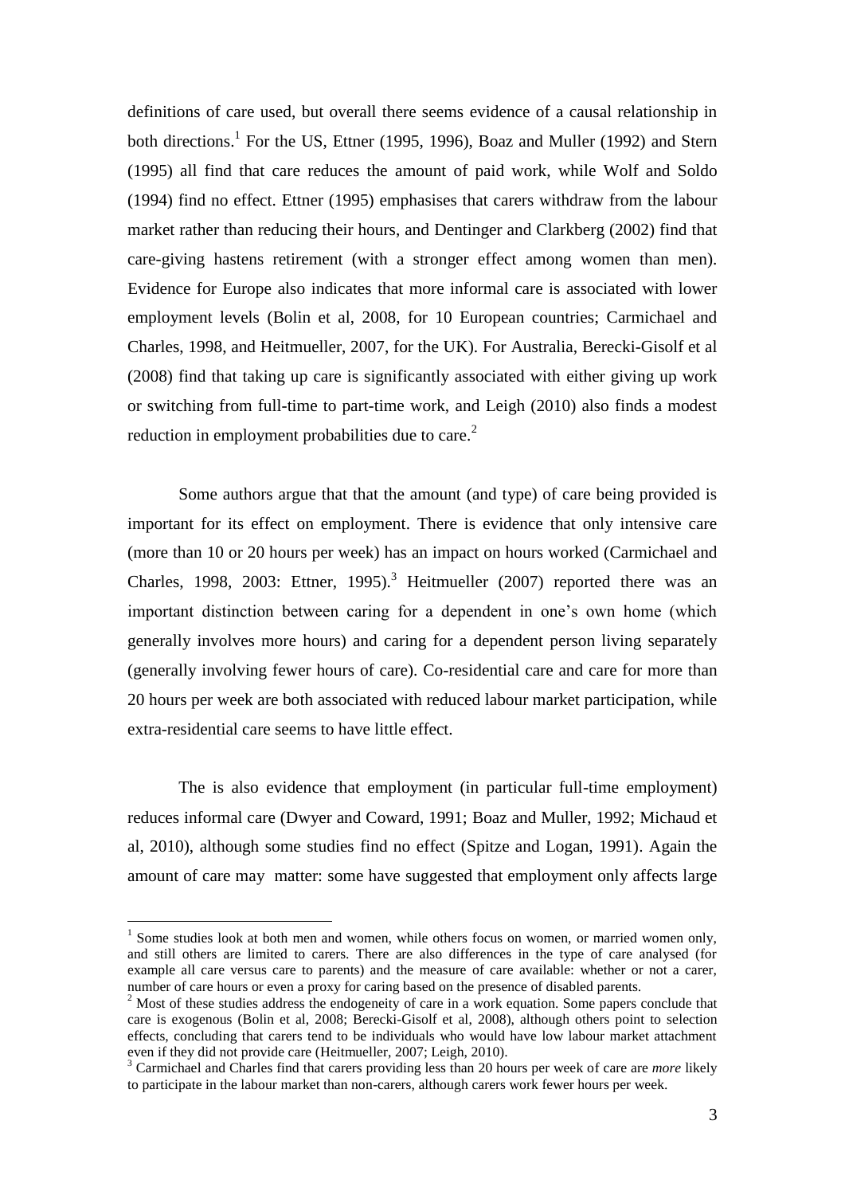definitions of care used, but overall there seems evidence of a causal relationship in both directions.[1] For the US, Ettner (1995, 1996), Boaz and Muller (1992) and Stern (1995) all find that care reduces the amount of paid work, while Wolf and Soldo (1994) find no effect. Ettner (1995) emphasises that carers withdraw from the labour market rather than reducing their hours, and Dentinger and Clarkberg (2002) find that care-giving hastens retirement (with a stronger effect among women than men). Evidence for Europe also indicates that more informal care is associated with lower employment levels (Bolin et al, 2008, for 10 European countries; Carmichael and Charles, 1998, and Heitmueller, 2007, for the UK). For Australia, Berecki-Gisolf et al (2008) find that taking up care is significantly associated with either giving up work or switching from full-time to part-time work, and Leigh (2010) also finds a modest reduction in employment probabilities due to care.[2]

Some authors argue that that the amount (and type) of care being provided is important for its effect on employment. There is evidence that only intensive care (more than 10 or 20 hours per week) has an impact on hours worked (Carmichael and Charles, 1998, 2003: Ettner, 1995).[3] Heitmueller (2007) reported there was an important distinction between caring for a dependent in one's own home (which generally involves more hours) and caring for a dependent person living separately (generally involving fewer hours of care). Co-residential care and care for more than 20 hours per week are both associated with reduced labour market participation, while extra-residential care seems to have little effect.

The is also evidence that employment (in particular full-time employment) reduces informal care (Dwyer and Coward, 1991; Boaz and Muller, 1992; Michaud et al, 2010), although some studies find no effect (Spitze and Logan, 1991). Again the amount of care may matter: some have suggested that employment only affects large

[1] Some studies look at both men and women, while others focus on women, or married women only, and still others are limited to carers. There are also differences in the type of care analysed (for example all care versus care to parents) and the measure of care available: whether or not a carer, number of care hours or even a proxy for caring based on the presence of disabled parents.

[2] Most of these studies address the endogeneity of care in a work equation. Some papers conclude that care is exogenous (Bolin et al, 2008; Berecki-Gisolf et al, 2008), although others point to selection effects, concluding that carers tend to be individuals who would have low labour market attachment even if they did not provide care (Heitmueller, 2007; Leigh, 2010).

[3] Carmichael and Charles find that carers providing less than 20 hours per week of care are *more* likely to participate in the labour market than non-carers, although carers work fewer hours per week.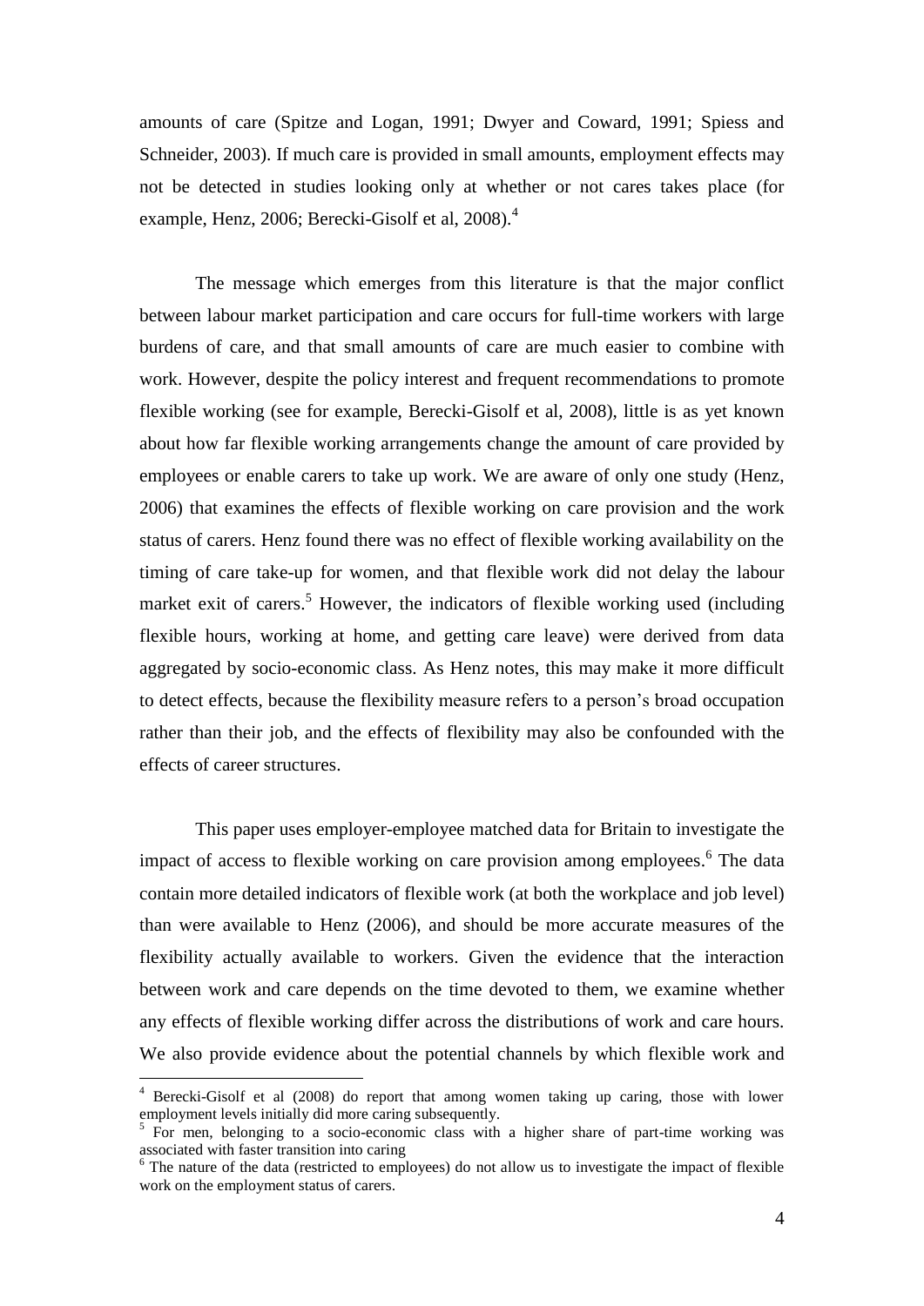amounts of care (Spitze and Logan, 1991; Dwyer and Coward, 1991; Spiess and Schneider, 2003). If much care is provided in small amounts, employment effects may not be detected in studies looking only at whether or not cares takes place (for example, Henz, 2006; Berecki-Gisolf et al, 2008).[4]

The message which emerges from this literature is that the major conflict between labour market participation and care occurs for full-time workers with large burdens of care, and that small amounts of care are much easier to combine with work. However, despite the policy interest and frequent recommendations to promote flexible working (see for example, Berecki-Gisolf et al, 2008), little is as yet known about how far flexible working arrangements change the amount of care provided by employees or enable carers to take up work. We are aware of only one study (Henz, 2006) that examines the effects of flexible working on care provision and the work status of carers. Henz found there was no effect of flexible working availability on the timing of care take-up for women, and that flexible work did not delay the labour market exit of carers.[5] However, the indicators of flexible working used (including flexible hours, working at home, and getting care leave) were derived from data aggregated by socio-economic class. As Henz notes, this may make it more difficult to detect effects, because the flexibility measure refers to a person's broad occupation rather than their job, and the effects of flexibility may also be confounded with the effects of career structures.

This paper uses employer-employee matched data for Britain to investigate the impact of access to flexible working on care provision among employees.[6] The data contain more detailed indicators of flexible work (at both the workplace and job level) than were available to Henz (2006), and should be more accurate measures of the flexibility actually available to workers. Given the evidence that the interaction between work and care depends on the time devoted to them, we examine whether any effects of flexible working differ across the distributions of work and care hours. We also provide evidence about the potential channels by which flexible work and

---

[4] Berecki-Gisolf et al (2008) do report that among women taking up caring, those with lower employment levels initially did more caring subsequently.

[5] For men, belonging to a socio-economic class with a higher share of part-time working was associated with faster transition into caring

[6] The nature of the data (restricted to employees) do not allow us to investigate the impact of flexible work on the employment status of carers.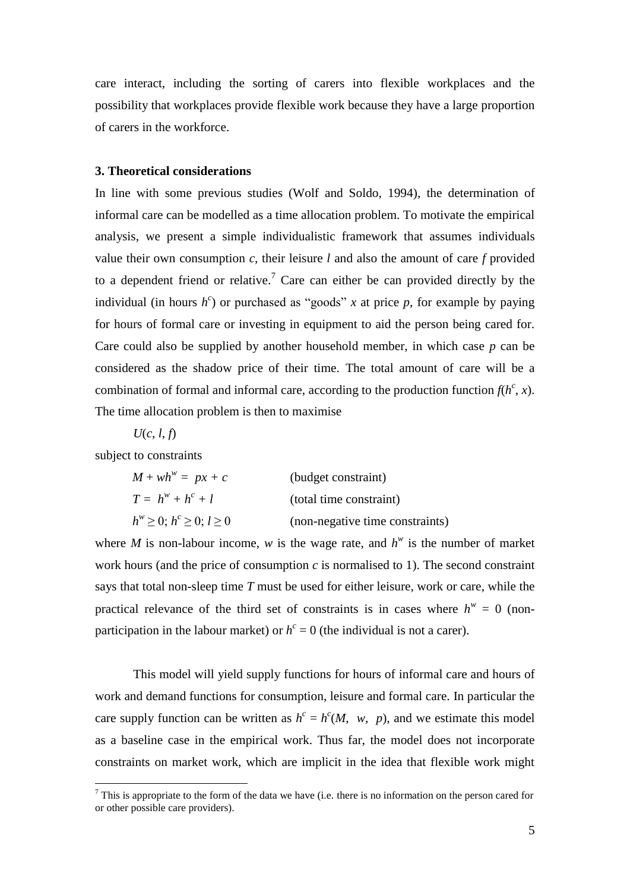care interact, including the sorting of carers into flexible workplaces and the possibility that workplaces provide flexible work because they have a large proportion of carers in the workforce.

### 3. Theoretical considerations

In line with some previous studies (Wolf and Soldo, 1994), the determination of informal care can be modelled as a time allocation problem. To motivate the empirical analysis, we present a simple individualistic framework that assumes individuals value their own consumption $c$, their leisure $l$ and also the amount of care $f$ provided to a dependent friend or relative.[7] Care can either be can provided directly by the individual (in hours $h^c$) or purchased as "goods" $x$ at price $p$, for example by paying for hours of formal care or investing in equipment to aid the person being cared for. Care could also be supplied by another household member, in which case $p$ can be considered as the shadow price of their time. The total amount of care will be a combination of formal and informal care, according to the production function $f(h^c, x)$. The time allocation problem is then to maximise

$$U(c, l, f)$$

subject to constraints

| | |
|---|---|
| $M + wh^w = px + c$ | (budget constraint) |
| $T = h^w + h^c + l$ | (total time constraint) |
| $h^w \geq 0;\ h^c \geq 0;\ l \geq 0$ | (non-negative time constraints) |

where $M$ is non-labour income, $w$ is the wage rate, and $h^w$ is the number of market work hours (and the price of consumption $c$ is normalised to 1). The second constraint says that total non-sleep time $T$ must be used for either leisure, work or care, while the practical relevance of the third set of constraints is in cases where $h^w = 0$ (non-participation in the labour market) or $h^c = 0$ (the individual is not a carer).

This model will yield supply functions for hours of informal care and hours of work and demand functions for consumption, leisure and formal care. In particular the care supply function can be written as $h^c = h^c(M, w, p)$, and we estimate this model as a baseline case in the empirical work. Thus far, the model does not incorporate constraints on market work, which are implicit in the idea that flexible work might

[7] This is appropriate to the form of the data we have (i.e. there is no information on the person cared for or other possible care providers).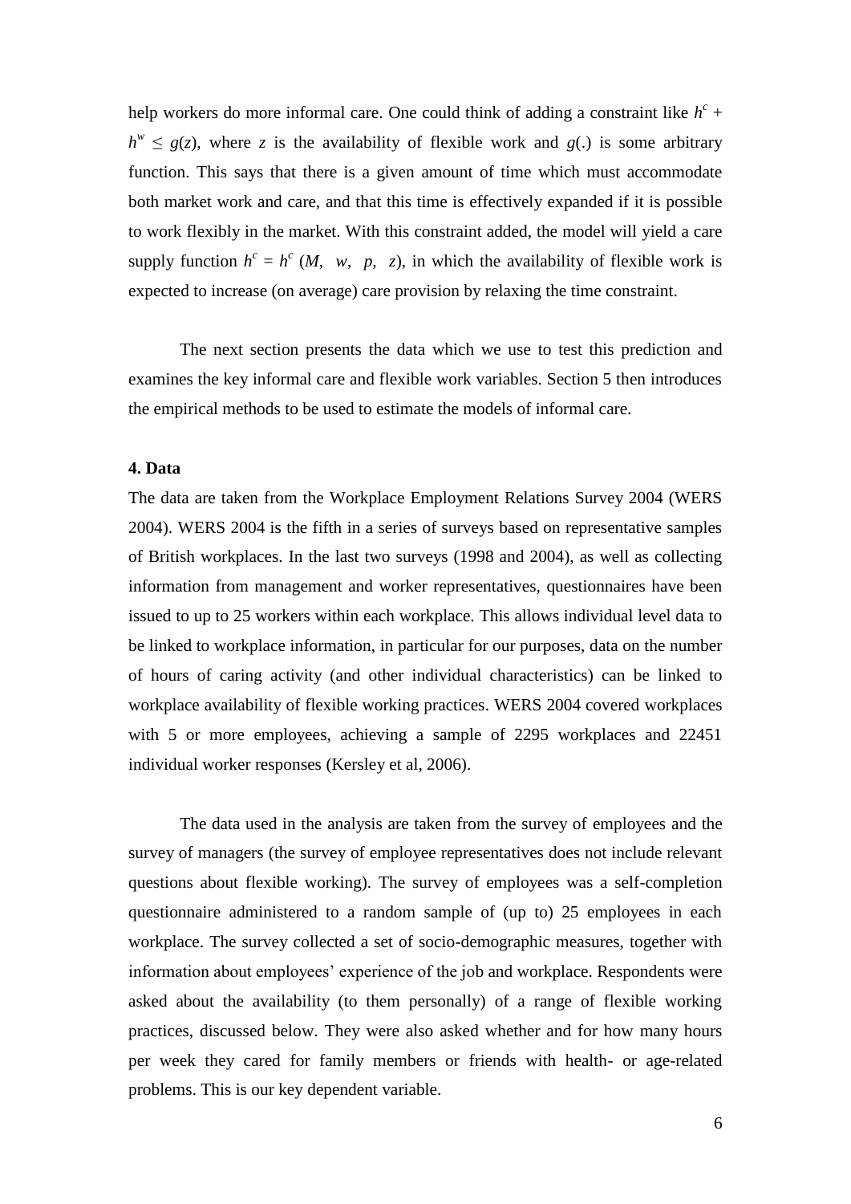help workers do more informal care. One could think of adding a constraint like $h^c + h^w \leq g(z)$, where $z$ is the availability of flexible work and $g(.)$ is some arbitrary function. This says that there is a given amount of time which must accommodate both market work and care, and that this time is effectively expanded if it is possible to work flexibly in the market. With this constraint added, the model will yield a care supply function $h^c = h^c\ (M,\ \ w,\ \ p,\ \ z)$, in which the availability of flexible work is expected to increase (on average) care provision by relaxing the time constraint.

The next section presents the data which we use to test this prediction and examines the key informal care and flexible work variables. Section 5 then introduces the empirical methods to be used to estimate the models of informal care.

### 4. Data

The data are taken from the Workplace Employment Relations Survey 2004 (WERS 2004). WERS 2004 is the fifth in a series of surveys based on representative samples of British workplaces. In the last two surveys (1998 and 2004), as well as collecting information from management and worker representatives, questionnaires have been issued to up to 25 workers within each workplace. This allows individual level data to be linked to workplace information, in particular for our purposes, data on the number of hours of caring activity (and other individual characteristics) can be linked to workplace availability of flexible working practices. WERS 2004 covered workplaces with 5 or more employees, achieving a sample of 2295 workplaces and 22451 individual worker responses (Kersley et al, 2006).

The data used in the analysis are taken from the survey of employees and the survey of managers (the survey of employee representatives does not include relevant questions about flexible working). The survey of employees was a self-completion questionnaire administered to a random sample of (up to) 25 employees in each workplace. The survey collected a set of socio-demographic measures, together with information about employees' experience of the job and workplace. Respondents were asked about the availability (to them personally) of a range of flexible working practices, discussed below. They were also asked whether and for how many hours per week they cared for family members or friends with health- or age-related problems. This is our key dependent variable.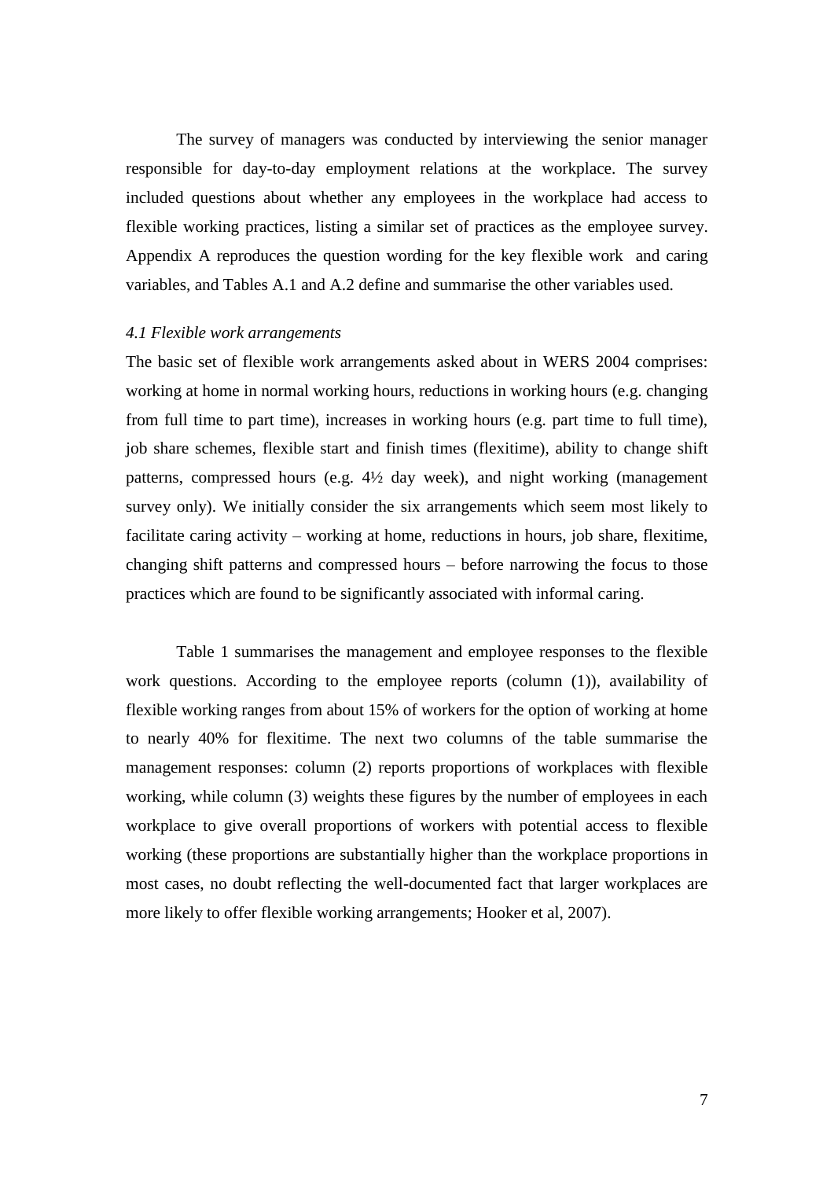The survey of managers was conducted by interviewing the senior manager responsible for day-to-day employment relations at the workplace. The survey included questions about whether any employees in the workplace had access to flexible working practices, listing a similar set of practices as the employee survey. Appendix A reproduces the question wording for the key flexible work and caring variables, and Tables A.1 and A.2 define and summarise the other variables used.

### *4.1 Flexible work arrangements*

The basic set of flexible work arrangements asked about in WERS 2004 comprises: working at home in normal working hours, reductions in working hours (e.g. changing from full time to part time), increases in working hours (e.g. part time to full time), job share schemes, flexible start and finish times (flexitime), ability to change shift patterns, compressed hours (e.g. 4½ day week), and night working (management survey only). We initially consider the six arrangements which seem most likely to facilitate caring activity – working at home, reductions in hours, job share, flexitime, changing shift patterns and compressed hours – before narrowing the focus to those practices which are found to be significantly associated with informal caring.

Table 1 summarises the management and employee responses to the flexible work questions. According to the employee reports (column (1)), availability of flexible working ranges from about 15% of workers for the option of working at home to nearly 40% for flexitime. The next two columns of the table summarise the management responses: column (2) reports proportions of workplaces with flexible working, while column (3) weights these figures by the number of employees in each workplace to give overall proportions of workers with potential access to flexible working (these proportions are substantially higher than the workplace proportions in most cases, no doubt reflecting the well-documented fact that larger workplaces are more likely to offer flexible working arrangements; Hooker et al, 2007).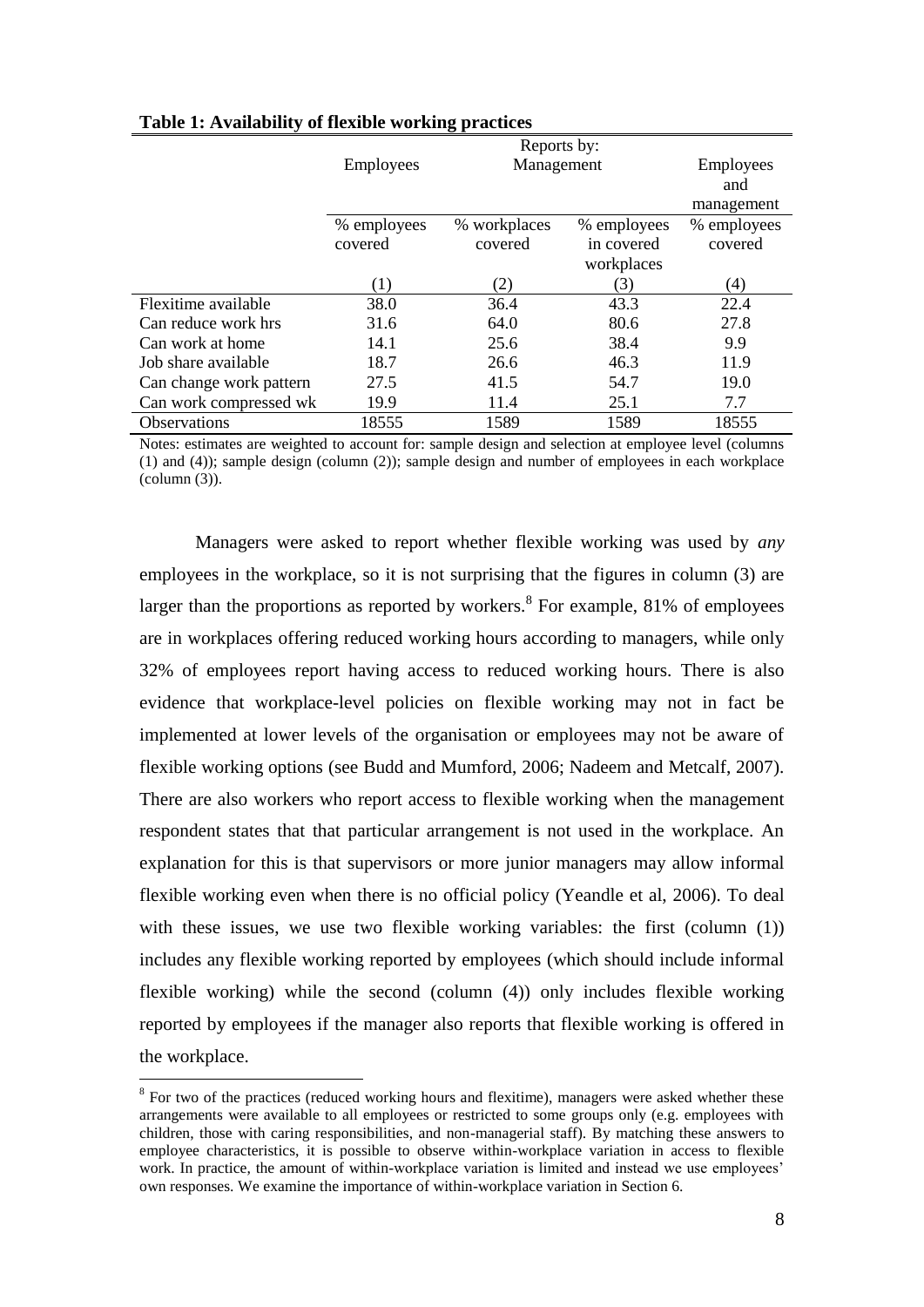**Table 1: Availability of flexible working practices**

| | Reports by: | | | |
|---|---|---|---|---|
| | Employees | Management | | Employees and management |
| | % employees covered | % workplaces covered | % employees in covered workplaces | % employees covered |
| | (1) | (2) | (3) | (4) |
| Flexitime available | 38.0 | 36.4 | 43.3 | 22.4 |
| Can reduce work hrs | 31.6 | 64.0 | 80.6 | 27.8 |
| Can work at home | 14.1 | 25.6 | 38.4 | 9.9 |
| Job share available | 18.7 | 26.6 | 46.3 | 11.9 |
| Can change work pattern | 27.5 | 41.5 | 54.7 | 19.0 |
| Can work compressed wk | 19.9 | 11.4 | 25.1 | 7.7 |
| Observations | 18555 | 1589 | 1589 | 18555 |

Notes: estimates are weighted to account for: sample design and selection at employee level (columns (1) and (4)); sample design (column (2)); sample design and number of employees in each workplace (column (3)).

Managers were asked to report whether flexible working was used by *any* employees in the workplace, so it is not surprising that the figures in column (3) are larger than the proportions as reported by workers.[8] For example, 81% of employees are in workplaces offering reduced working hours according to managers, while only 32% of employees report having access to reduced working hours. There is also evidence that workplace-level policies on flexible working may not in fact be implemented at lower levels of the organisation or employees may not be aware of flexible working options (see Budd and Mumford, 2006; Nadeem and Metcalf, 2007). There are also workers who report access to flexible working when the management respondent states that that particular arrangement is not used in the workplace. An explanation for this is that supervisors or more junior managers may allow informal flexible working even when there is no official policy (Yeandle et al, 2006). To deal with these issues, we use two flexible working variables: the first (column (1)) includes any flexible working reported by employees (which should include informal flexible working) while the second (column (4)) only includes flexible working reported by employees if the manager also reports that flexible working is offered in the workplace.

[8] For two of the practices (reduced working hours and flexitime), managers were asked whether these arrangements were available to all employees or restricted to some groups only (e.g. employees with children, those with caring responsibilities, and non-managerial staff). By matching these answers to employee characteristics, it is possible to observe within-workplace variation in access to flexible work. In practice, the amount of within-workplace variation is limited and instead we use employees' own responses. We examine the importance of within-workplace variation in Section 6.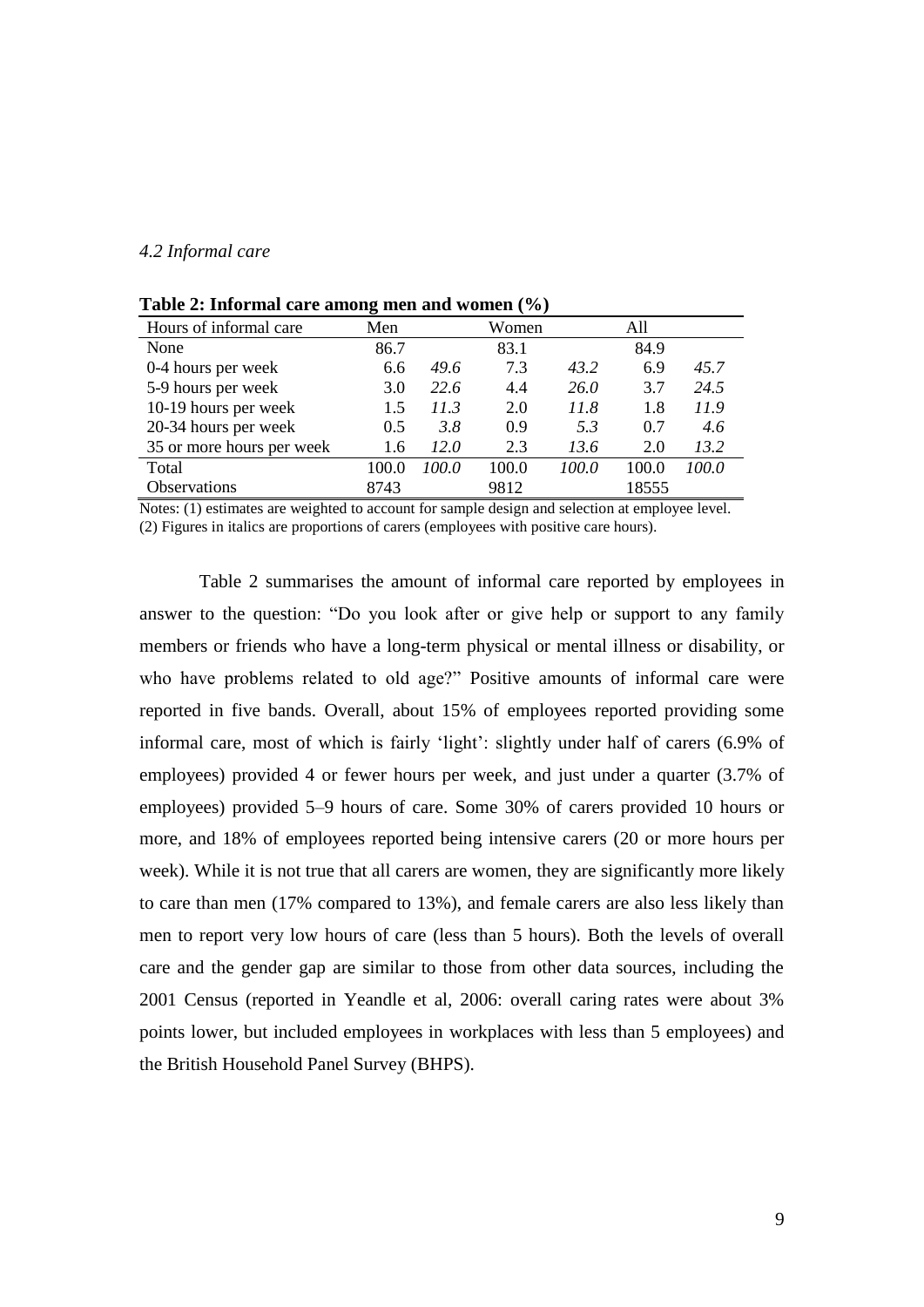### *4.2 Informal care*

**Table 2: Informal care among men and women (%)**

| Hours of informal care | Men | | Women | | All | |
|---|---|---|---|---|---|---|
| None | 86.7 | | 83.1 | | 84.9 | |
| 0-4 hours per week | 6.6 | *49.6* | 7.3 | *43.2* | 6.9 | *45.7* |
| 5-9 hours per week | 3.0 | *22.6* | 4.4 | *26.0* | 3.7 | *24.5* |
| 10-19 hours per week | 1.5 | *11.3* | 2.0 | *11.8* | 1.8 | *11.9* |
| 20-34 hours per week | 0.5 | *3.8* | 0.9 | *5.3* | 0.7 | *4.6* |
| 35 or more hours per week | 1.6 | *12.0* | 2.3 | *13.6* | 2.0 | *13.2* |
| Total | 100.0 | *100.0* | 100.0 | *100.0* | 100.0 | *100.0* |
| Observations | 8743 | | 9812 | | 18555 | |

Notes: (1) estimates are weighted to account for sample design and selection at employee level. (2) Figures in italics are proportions of carers (employees with positive care hours).

Table 2 summarises the amount of informal care reported by employees in answer to the question: "Do you look after or give help or support to any family members or friends who have a long-term physical or mental illness or disability, or who have problems related to old age?" Positive amounts of informal care were reported in five bands. Overall, about 15% of employees reported providing some informal care, most of which is fairly 'light': slightly under half of carers (6.9% of employees) provided 4 or fewer hours per week, and just under a quarter (3.7% of employees) provided 5–9 hours of care. Some 30% of carers provided 10 hours or more, and 18% of employees reported being intensive carers (20 or more hours per week). While it is not true that all carers are women, they are significantly more likely to care than men (17% compared to 13%), and female carers are also less likely than men to report very low hours of care (less than 5 hours). Both the levels of overall care and the gender gap are similar to those from other data sources, including the 2001 Census (reported in Yeandle et al, 2006: overall caring rates were about 3% points lower, but included employees in workplaces with less than 5 employees) and the British Household Panel Survey (BHPS).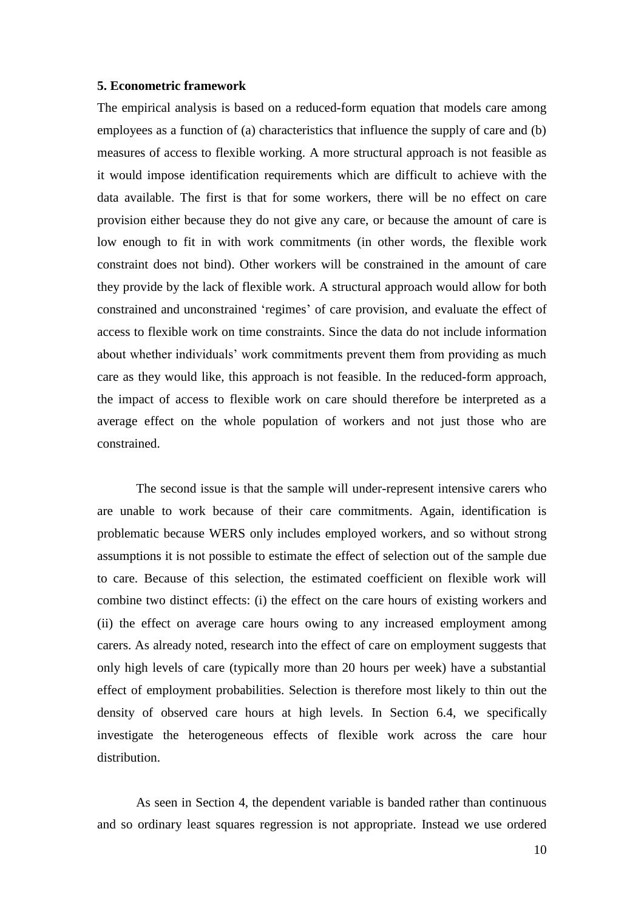## 5. Econometric framework

The empirical analysis is based on a reduced-form equation that models care among employees as a function of (a) characteristics that influence the supply of care and (b) measures of access to flexible working. A more structural approach is not feasible as it would impose identification requirements which are difficult to achieve with the data available. The first is that for some workers, there will be no effect on care provision either because they do not give any care, or because the amount of care is low enough to fit in with work commitments (in other words, the flexible work constraint does not bind). Other workers will be constrained in the amount of care they provide by the lack of flexible work. A structural approach would allow for both constrained and unconstrained 'regimes' of care provision, and evaluate the effect of access to flexible work on time constraints. Since the data do not include information about whether individuals' work commitments prevent them from providing as much care as they would like, this approach is not feasible. In the reduced-form approach, the impact of access to flexible work on care should therefore be interpreted as a average effect on the whole population of workers and not just those who are constrained.

The second issue is that the sample will under-represent intensive carers who are unable to work because of their care commitments. Again, identification is problematic because WERS only includes employed workers, and so without strong assumptions it is not possible to estimate the effect of selection out of the sample due to care. Because of this selection, the estimated coefficient on flexible work will combine two distinct effects: (i) the effect on the care hours of existing workers and (ii) the effect on average care hours owing to any increased employment among carers. As already noted, research into the effect of care on employment suggests that only high levels of care (typically more than 20 hours per week) have a substantial effect of employment probabilities. Selection is therefore most likely to thin out the density of observed care hours at high levels. In Section 6.4, we specifically investigate the heterogeneous effects of flexible work across the care hour distribution.

As seen in Section 4, the dependent variable is banded rather than continuous and so ordinary least squares regression is not appropriate. Instead we use ordered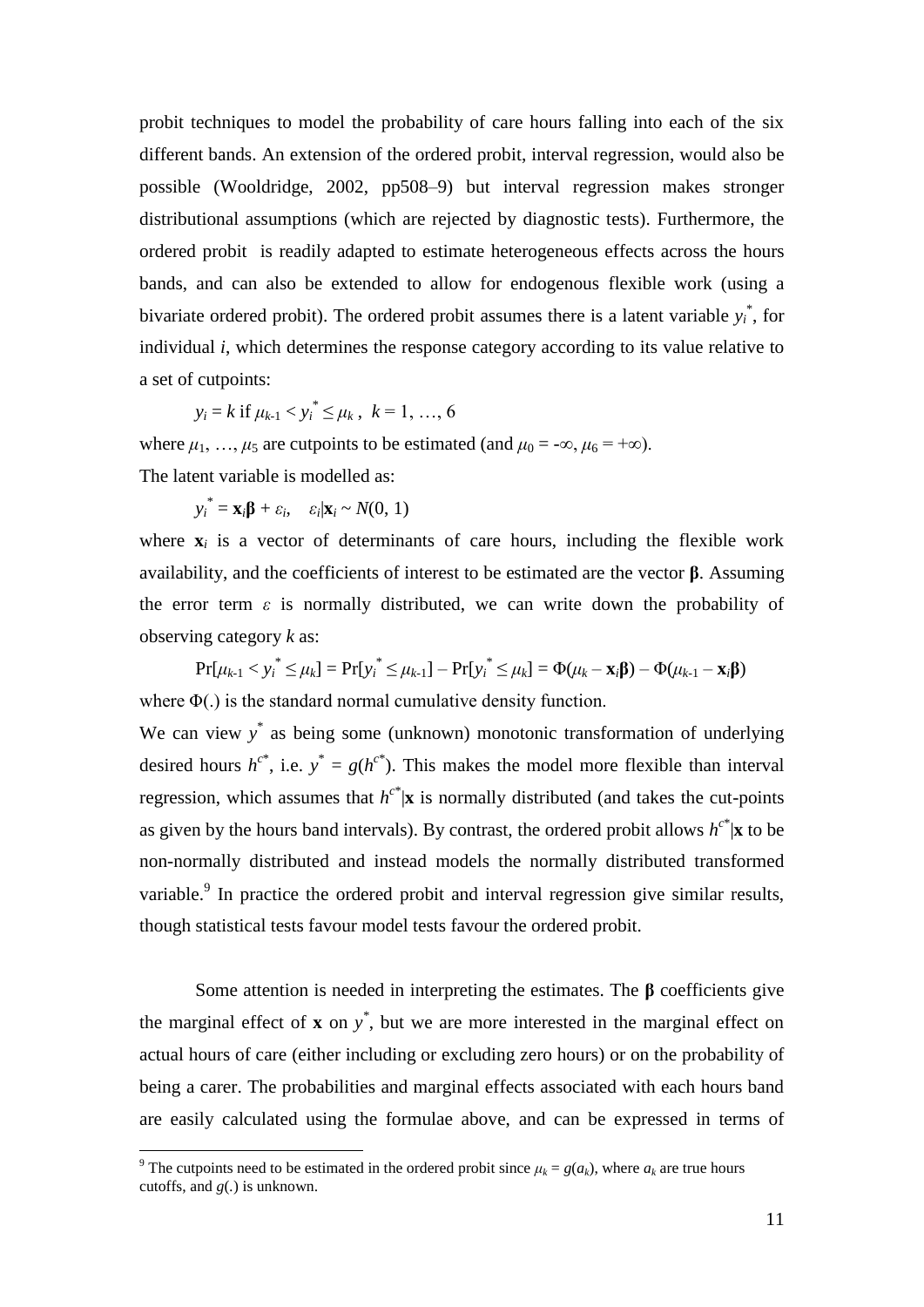probit techniques to model the probability of care hours falling into each of the six different bands. An extension of the ordered probit, interval regression, would also be possible (Wooldridge, 2002, pp508–9) but interval regression makes stronger distributional assumptions (which are rejected by diagnostic tests). Furthermore, the ordered probit is readily adapted to estimate heterogeneous effects across the hours bands, and can also be extended to allow for endogenous flexible work (using a bivariate ordered probit). The ordered probit assumes there is a latent variable $y_i^*$, for individual $i$, which determines the response category according to its value relative to a set of cutpoints:

$$y_i = k \text{ if } \mu_{k-1} < y_i^* \leq \mu_k \,,\ \ k = 1, \ldots, 6$$

where $\mu_1, \ldots, \mu_5$ are cutpoints to be estimated (and $\mu_0 = -\infty$, $\mu_6 = +\infty$).

The latent variable is modelled as:

$$y_i^* = \mathbf{x}_i\boldsymbol{\beta} + \varepsilon_i, \quad \varepsilon_i|\mathbf{x}_i \sim N(0, 1)$$

where $\mathbf{x}_i$ is a vector of determinants of care hours, including the flexible work availability, and the coefficients of interest to be estimated are the vector $\boldsymbol{\beta}$. Assuming the error term $\varepsilon$ is normally distributed, we can write down the probability of observing category $k$ as:

$$\Pr[\mu_{k-1} < y_i^* \leq \mu_k] = \Pr[y_i^* \leq \mu_{k-1}] - \Pr[y_i^* \leq \mu_k] = \Phi(\mu_k - \mathbf{x}_i\boldsymbol{\beta}) - \Phi(\mu_{k-1} - \mathbf{x}_i\boldsymbol{\beta})$$

where $\Phi(.)$ is the standard normal cumulative density function.

We can view $y^*$ as being some (unknown) monotonic transformation of underlying desired hours $h^{c*}$, i.e. $y^* = g(h^{c*})$. This makes the model more flexible than interval regression, which assumes that $h^{c*}|\mathbf{x}$ is normally distributed (and takes the cut-points as given by the hours band intervals). By contrast, the ordered probit allows $h^{c*}|\mathbf{x}$ to be non-normally distributed and instead models the normally distributed transformed variable.[9] In practice the ordered probit and interval regression give similar results, though statistical tests favour model tests favour the ordered probit.

Some attention is needed in interpreting the estimates. The $\boldsymbol{\beta}$ coefficients give the marginal effect of $\mathbf{x}$ on $y^*$, but we are more interested in the marginal effect on actual hours of care (either including or excluding zero hours) or on the probability of being a carer. The probabilities and marginal effects associated with each hours band are easily calculated using the formulae above, and can be expressed in terms of

[9] The cutpoints need to be estimated in the ordered probit since $\mu_k = g(a_k)$, where $a_k$ are true hours cutoffs, and $g(.)$ is unknown.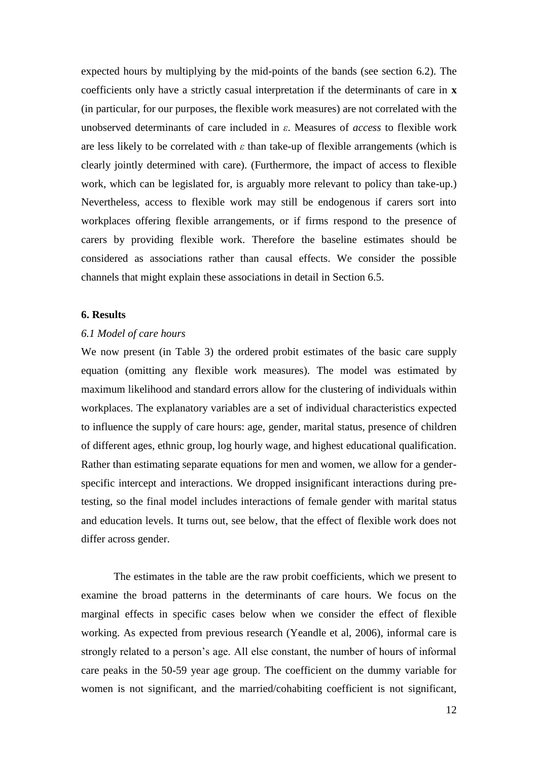expected hours by multiplying by the mid-points of the bands (see section 6.2). The coefficients only have a strictly casual interpretation if the determinants of care in **x** (in particular, for our purposes, the flexible work measures) are not correlated with the unobserved determinants of care included in $\varepsilon$. Measures of *access* to flexible work are less likely to be correlated with $\varepsilon$ than take-up of flexible arrangements (which is clearly jointly determined with care). (Furthermore, the impact of access to flexible work, which can be legislated for, is arguably more relevant to policy than take-up.) Nevertheless, access to flexible work may still be endogenous if carers sort into workplaces offering flexible arrangements, or if firms respond to the presence of carers by providing flexible work. Therefore the baseline estimates should be considered as associations rather than causal effects. We consider the possible channels that might explain these associations in detail in Section 6.5.

## 6. Results

### *6.1 Model of care hours*

We now present (in Table 3) the ordered probit estimates of the basic care supply equation (omitting any flexible work measures). The model was estimated by maximum likelihood and standard errors allow for the clustering of individuals within workplaces. The explanatory variables are a set of individual characteristics expected to influence the supply of care hours: age, gender, marital status, presence of children of different ages, ethnic group, log hourly wage, and highest educational qualification. Rather than estimating separate equations for men and women, we allow for a gender-specific intercept and interactions. We dropped insignificant interactions during pre-testing, so the final model includes interactions of female gender with marital status and education levels. It turns out, see below, that the effect of flexible work does not differ across gender.

The estimates in the table are the raw probit coefficients, which we present to examine the broad patterns in the determinants of care hours. We focus on the marginal effects in specific cases below when we consider the effect of flexible working. As expected from previous research (Yeandle et al, 2006), informal care is strongly related to a person's age. All else constant, the number of hours of informal care peaks in the 50-59 year age group. The coefficient on the dummy variable for women is not significant, and the married/cohabiting coefficient is not significant,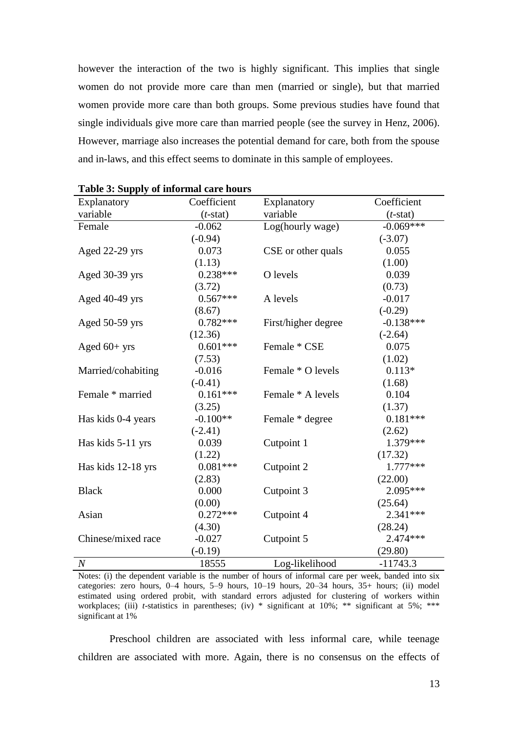however the interaction of the two is highly significant. This implies that single women do not provide more care than men (married or single), but that married women provide more care than both groups. Some previous studies have found that single individuals give more care than married people (see the survey in Henz, 2006). However, marriage also increases the potential demand for care, both from the spouse and in-laws, and this effect seems to dominate in this sample of employees.

**Table 3: Supply of informal care hours**

| Explanatory variable | Coefficient (*t*-stat) | Explanatory variable | Coefficient (*t*-stat) |
|---|---|---|---|
| Female | -0.062 | Log(hourly wage) | -0.069*** |
| | (-0.94) | | (-3.07) |
| Aged 22-29 yrs | 0.073 | CSE or other quals | 0.055 |
| | (1.13) | | (1.00) |
| Aged 30-39 yrs | 0.238*** | O levels | 0.039 |
| | (3.72) | | (0.73) |
| Aged 40-49 yrs | 0.567*** | A levels | -0.017 |
| | (8.67) | | (-0.29) |
| Aged 50-59 yrs | 0.782*** | First/higher degree | -0.138*** |
| | (12.36) | | (-2.64) |
| Aged 60+ yrs | 0.601*** | Female * CSE | 0.075 |
| | (7.53) | | (1.02) |
| Married/cohabiting | -0.016 | Female * O levels | 0.113* |
| | (-0.41) | | (1.68) |
| Female * married | 0.161*** | Female * A levels | 0.104 |
| | (3.25) | | (1.37) |
| Has kids 0-4 years | -0.100** | Female * degree | 0.181*** |
| | (-2.41) | | (2.62) |
| Has kids 5-11 yrs | 0.039 | Cutpoint 1 | 1.379*** |
| | (1.22) | | (17.32) |
| Has kids 12-18 yrs | 0.081*** | Cutpoint 2 | 1.777*** |
| | (2.83) | | (22.00) |
| Black | 0.000 | Cutpoint 3 | 2.095*** |
| | (0.00) | | (25.64) |
| Asian | 0.272*** | Cutpoint 4 | 2.341*** |
| | (4.30) | | (28.24) |
| Chinese/mixed race | -0.027 | Cutpoint 5 | 2.474*** |
| | (-0.19) | | (29.80) |
| *N* | 18555 | Log-likelihood | -11743.3 |

Notes: (i) the dependent variable is the number of hours of informal care per week, banded into six categories: zero hours, 0–4 hours, 5–9 hours, 10–19 hours, 20–34 hours, 35+ hours; (ii) model estimated using ordered probit, with standard errors adjusted for clustering of workers within workplaces; (iii) *t*-statistics in parentheses; (iv) * significant at 10%; ** significant at 5%; *** significant at 1%

Preschool children are associated with less informal care, while teenage children are associated with more. Again, there is no consensus on the effects of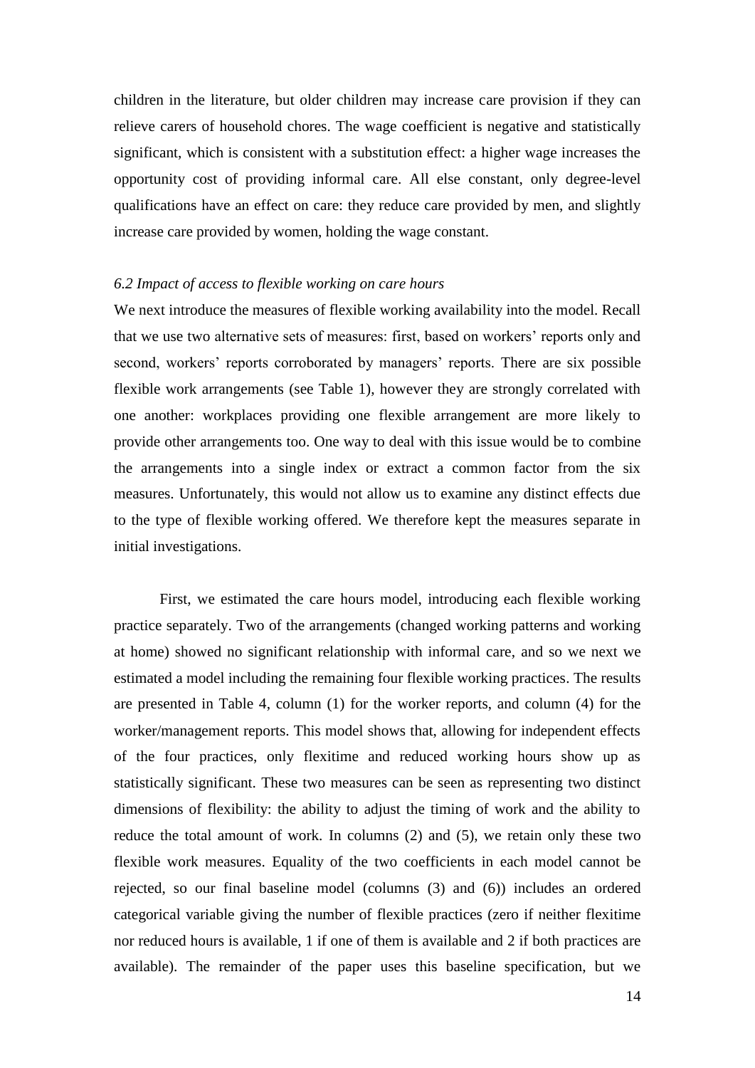children in the literature, but older children may increase care provision if they can relieve carers of household chores. The wage coefficient is negative and statistically significant, which is consistent with a substitution effect: a higher wage increases the opportunity cost of providing informal care. All else constant, only degree-level qualifications have an effect on care: they reduce care provided by men, and slightly increase care provided by women, holding the wage constant.

### *6.2 Impact of access to flexible working on care hours*

We next introduce the measures of flexible working availability into the model. Recall that we use two alternative sets of measures: first, based on workers' reports only and second, workers' reports corroborated by managers' reports. There are six possible flexible work arrangements (see Table 1), however they are strongly correlated with one another: workplaces providing one flexible arrangement are more likely to provide other arrangements too. One way to deal with this issue would be to combine the arrangements into a single index or extract a common factor from the six measures. Unfortunately, this would not allow us to examine any distinct effects due to the type of flexible working offered. We therefore kept the measures separate in initial investigations.

First, we estimated the care hours model, introducing each flexible working practice separately. Two of the arrangements (changed working patterns and working at home) showed no significant relationship with informal care, and so we next we estimated a model including the remaining four flexible working practices. The results are presented in Table 4, column (1) for the worker reports, and column (4) for the worker/management reports. This model shows that, allowing for independent effects of the four practices, only flexitime and reduced working hours show up as statistically significant. These two measures can be seen as representing two distinct dimensions of flexibility: the ability to adjust the timing of work and the ability to reduce the total amount of work. In columns (2) and (5), we retain only these two flexible work measures. Equality of the two coefficients in each model cannot be rejected, so our final baseline model (columns (3) and (6)) includes an ordered categorical variable giving the number of flexible practices (zero if neither flexitime nor reduced hours is available, 1 if one of them is available and 2 if both practices are available). The remainder of the paper uses this baseline specification, but we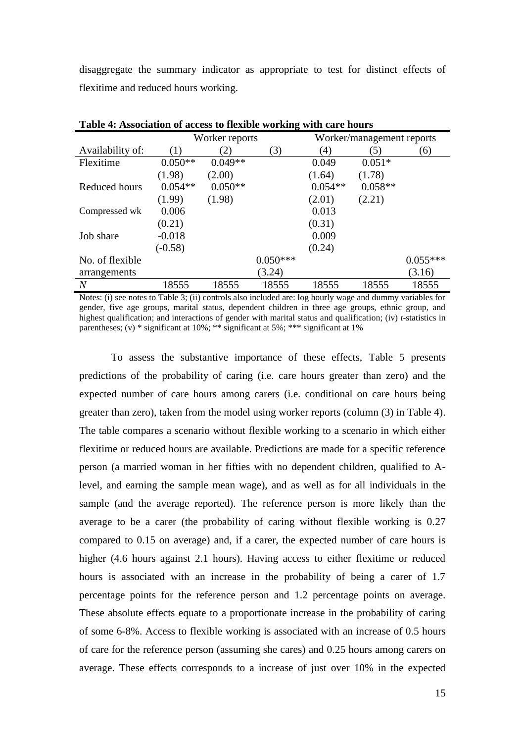disaggregate the summary indicator as appropriate to test for distinct effects of flexitime and reduced hours working.

**Table 4: Association of access to flexible working with care hours**

| | Worker reports | | | Worker/management reports | | |
|---|---|---|---|---|---|---|
| Availability of: | (1) | (2) | (3) | (4) | (5) | (6) |
| Flexitime | 0.050** | 0.049** | | 0.049 | 0.051* | |
| | (1.98) | (2.00) | | (1.64) | (1.78) | |
| Reduced hours | 0.054** | 0.050** | | 0.054** | 0.058** | |
| | (1.99) | (1.98) | | (2.01) | (2.21) | |
| Compressed wk | 0.006 | | | 0.013 | | |
| | (0.21) | | | (0.31) | | |
| Job share | -0.018 | | | 0.009 | | |
| | (-0.58) | | | (0.24) | | |
| No. of flexible arrangements | | | 0.050*** | | | 0.055*** |
| | | | (3.24) | | | (3.16) |
| *N* | 18555 | 18555 | 18555 | 18555 | 18555 | 18555 |

Notes: (i) see notes to Table 3; (ii) controls also included are: log hourly wage and dummy variables for gender, five age groups, marital status, dependent children in three age groups, ethnic group, and highest qualification; and interactions of gender with marital status and qualification; (iv) *t*-statistics in parentheses; (v) * significant at 10%; ** significant at 5%; *** significant at 1%

To assess the substantive importance of these effects, Table 5 presents predictions of the probability of caring (i.e. care hours greater than zero) and the expected number of care hours among carers (i.e. conditional on care hours being greater than zero), taken from the model using worker reports (column (3) in Table 4). The table compares a scenario without flexible working to a scenario in which either flexitime or reduced hours are available. Predictions are made for a specific reference person (a married woman in her fifties with no dependent children, qualified to A-level, and earning the sample mean wage), and as well as for all individuals in the sample (and the average reported). The reference person is more likely than the average to be a carer (the probability of caring without flexible working is 0.27 compared to 0.15 on average) and, if a carer, the expected number of care hours is higher (4.6 hours against 2.1 hours). Having access to either flexitime or reduced hours is associated with an increase in the probability of being a carer of 1.7 percentage points for the reference person and 1.2 percentage points on average. These absolute effects equate to a proportionate increase in the probability of caring of some 6-8%. Access to flexible working is associated with an increase of 0.5 hours of care for the reference person (assuming she cares) and 0.25 hours among carers on average. These effects corresponds to a increase of just over 10% in the expected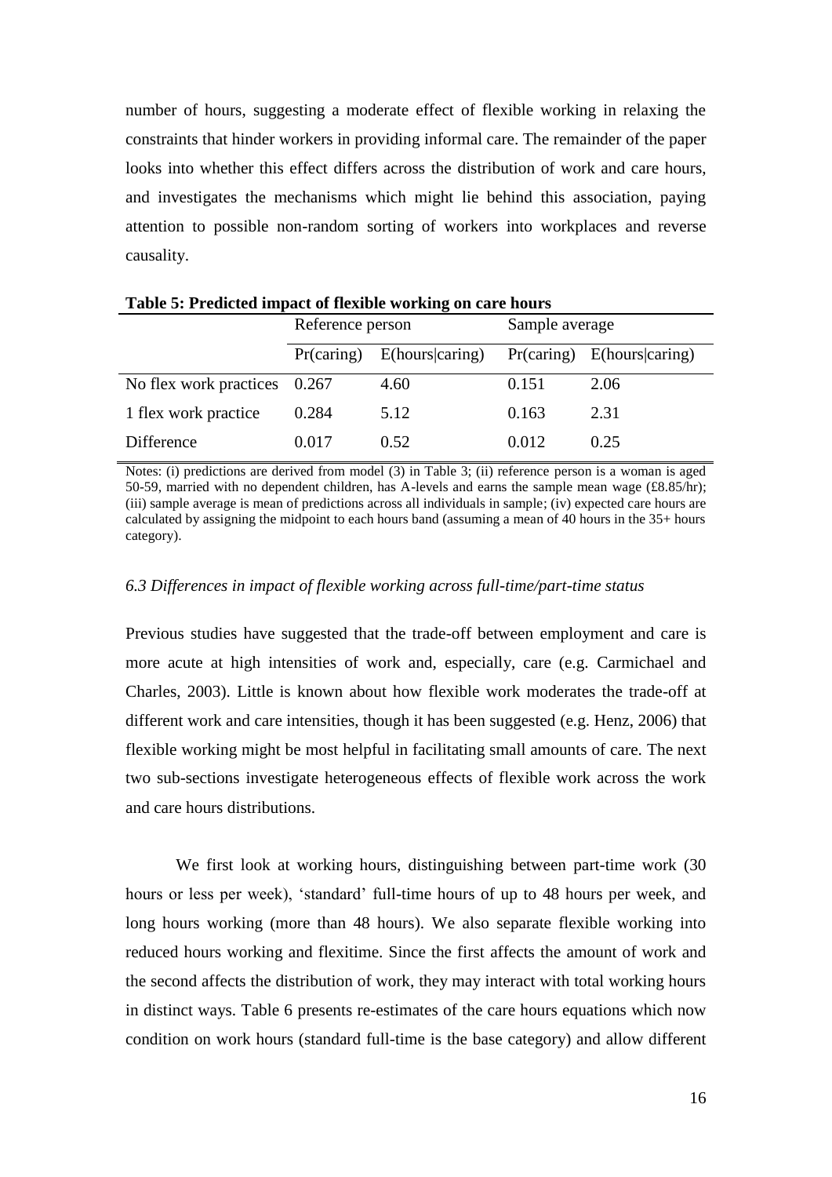number of hours, suggesting a moderate effect of flexible working in relaxing the constraints that hinder workers in providing informal care. The remainder of the paper looks into whether this effect differs across the distribution of work and care hours, and investigates the mechanisms which might lie behind this association, paying attention to possible non-random sorting of workers into workplaces and reverse causality.

**Table 5: Predicted impact of flexible working on care hours**

| | Reference person | | Sample average | |
|---|---|---|---|---|
| | Pr(caring) | E(hours\|caring) | Pr(caring) | E(hours\|caring) |
| No flex work practices | 0.267 | 4.60 | 0.151 | 2.06 |
| 1 flex work practice | 0.284 | 5.12 | 0.163 | 2.31 |
| Difference | 0.017 | 0.52 | 0.012 | 0.25 |

Notes: (i) predictions are derived from model (3) in Table 3; (ii) reference person is a woman is aged 50-59, married with no dependent children, has A-levels and earns the sample mean wage (£8.85/hr); (iii) sample average is mean of predictions across all individuals in sample; (iv) expected care hours are calculated by assigning the midpoint to each hours band (assuming a mean of 40 hours in the 35+ hours category).

### *6.3 Differences in impact of flexible working across full-time/part-time status*

Previous studies have suggested that the trade-off between employment and care is more acute at high intensities of work and, especially, care (e.g. Carmichael and Charles, 2003). Little is known about how flexible work moderates the trade-off at different work and care intensities, though it has been suggested (e.g. Henz, 2006) that flexible working might be most helpful in facilitating small amounts of care. The next two sub-sections investigate heterogeneous effects of flexible work across the work and care hours distributions.

We first look at working hours, distinguishing between part-time work (30 hours or less per week), 'standard' full-time hours of up to 48 hours per week, and long hours working (more than 48 hours). We also separate flexible working into reduced hours working and flexitime. Since the first affects the amount of work and the second affects the distribution of work, they may interact with total working hours in distinct ways. Table 6 presents re-estimates of the care hours equations which now condition on work hours (standard full-time is the base category) and allow different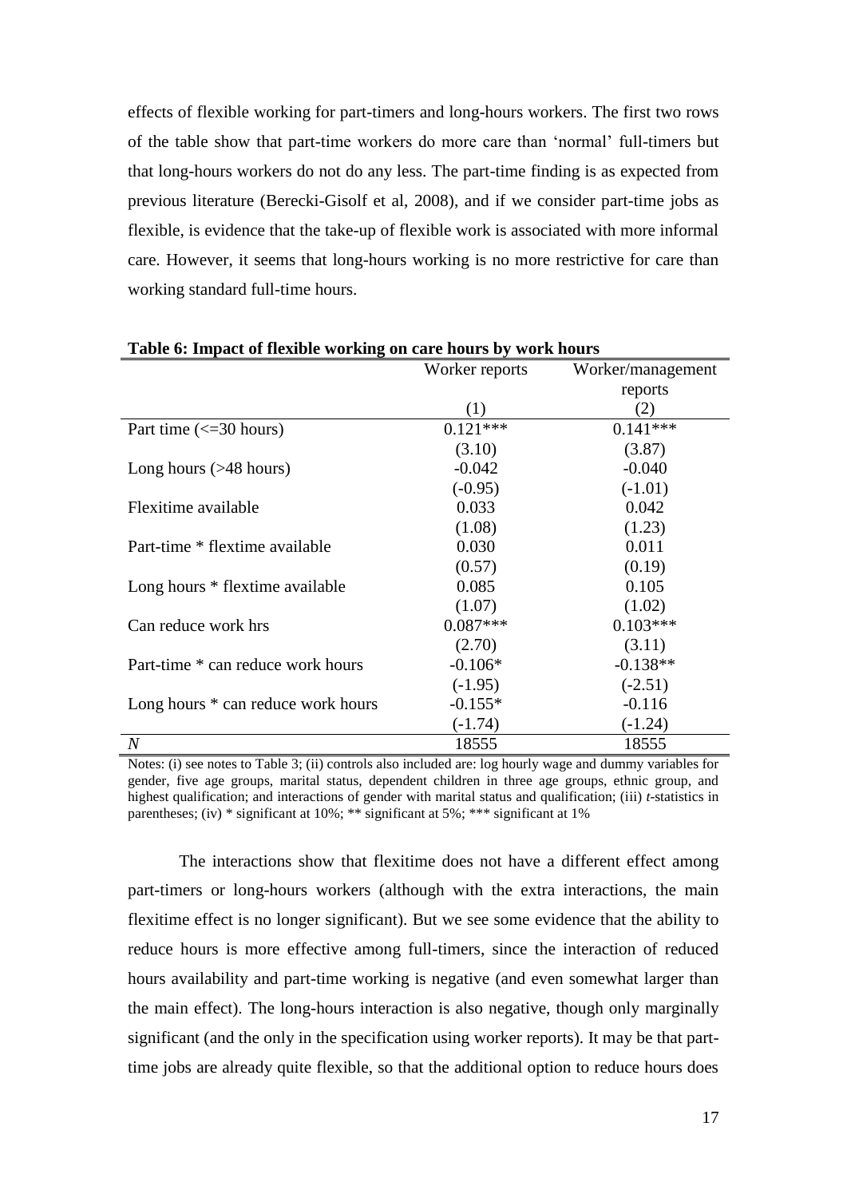effects of flexible working for part-timers and long-hours workers. The first two rows of the table show that part-time workers do more care than 'normal' full-timers but that long-hours workers do not do any less. The part-time finding is as expected from previous literature (Berecki-Gisolf et al, 2008), and if we consider part-time jobs as flexible, is evidence that the take-up of flexible work is associated with more informal care. However, it seems that long-hours working is no more restrictive for care than working standard full-time hours.

**Table 6: Impact of flexible working on care hours by work hours**

| | Worker reports | Worker/management reports |
|---|---|---|
| | (1) | (2) |
| Part time (<=30 hours) | 0.121*** | 0.141*** |
| | (3.10) | (3.87) |
| Long hours (>48 hours) | -0.042 | -0.040 |
| | (-0.95) | (-1.01) |
| Flexitime available | 0.033 | 0.042 |
| | (1.08) | (1.23) |
| Part-time * flextime available | 0.030 | 0.011 |
| | (0.57) | (0.19) |
| Long hours * flextime available | 0.085 | 0.105 |
| | (1.07) | (1.02) |
| Can reduce work hrs | 0.087*** | 0.103*** |
| | (2.70) | (3.11) |
| Part-time * can reduce work hours | -0.106* | -0.138** |
| | (-1.95) | (-2.51) |
| Long hours * can reduce work hours | -0.155* | -0.116 |
| | (-1.74) | (-1.24) |
| *N* | 18555 | 18555 |

Notes: (i) see notes to Table 3; (ii) controls also included are: log hourly wage and dummy variables for gender, five age groups, marital status, dependent children in three age groups, ethnic group, and highest qualification; and interactions of gender with marital status and qualification; (iii) *t*-statistics in parentheses; (iv) * significant at 10%; ** significant at 5%; *** significant at 1%

The interactions show that flexitime does not have a different effect among part-timers or long-hours workers (although with the extra interactions, the main flexitime effect is no longer significant). But we see some evidence that the ability to reduce hours is more effective among full-timers, since the interaction of reduced hours availability and part-time working is negative (and even somewhat larger than the main effect). The long-hours interaction is also negative, though only marginally significant (and the only in the specification using worker reports). It may be that part-time jobs are already quite flexible, so that the additional option to reduce hours does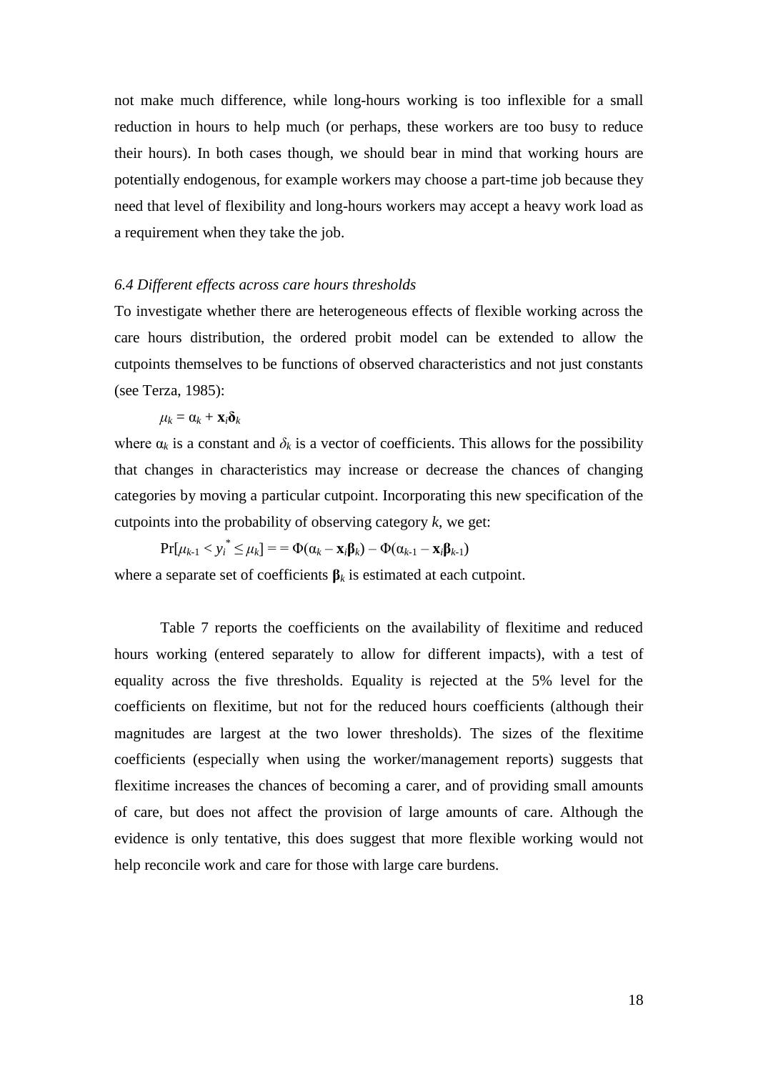not make much difference, while long-hours working is too inflexible for a small reduction in hours to help much (or perhaps, these workers are too busy to reduce their hours). In both cases though, we should bear in mind that working hours are potentially endogenous, for example workers may choose a part-time job because they need that level of flexibility and long-hours workers may accept a heavy work load as a requirement when they take the job.

### *6.4 Different effects across care hours thresholds*

To investigate whether there are heterogeneous effects of flexible working across the care hours distribution, the ordered probit model can be extended to allow the cutpoints themselves to be functions of observed characteristics and not just constants (see Terza, 1985):

$$\mu_k = \alpha_k + \mathbf{x}_i\boldsymbol{\delta}_k$$

where $\alpha_k$ is a constant and $\delta_k$ is a vector of coefficients. This allows for the possibility that changes in characteristics may increase or decrease the chances of changing categories by moving a particular cutpoint. Incorporating this new specification of the cutpoints into the probability of observing category $k$, we get:

$$\Pr[\mu_{k-1} < y_i^* \leq \mu_k] = = \Phi(\alpha_k - \mathbf{x}_i\boldsymbol{\beta}_k) - \Phi(\alpha_{k-1} - \mathbf{x}_i\boldsymbol{\beta}_{k-1})$$

where a separate set of coefficients $\boldsymbol{\beta}_k$ is estimated at each cutpoint.

Table 7 reports the coefficients on the availability of flexitime and reduced hours working (entered separately to allow for different impacts), with a test of equality across the five thresholds. Equality is rejected at the 5% level for the coefficients on flexitime, but not for the reduced hours coefficients (although their magnitudes are largest at the two lower thresholds). The sizes of the flexitime coefficients (especially when using the worker/management reports) suggests that flexitime increases the chances of becoming a carer, and of providing small amounts of care, but does not affect the provision of large amounts of care. Although the evidence is only tentative, this does suggest that more flexible working would not help reconcile work and care for those with large care burdens.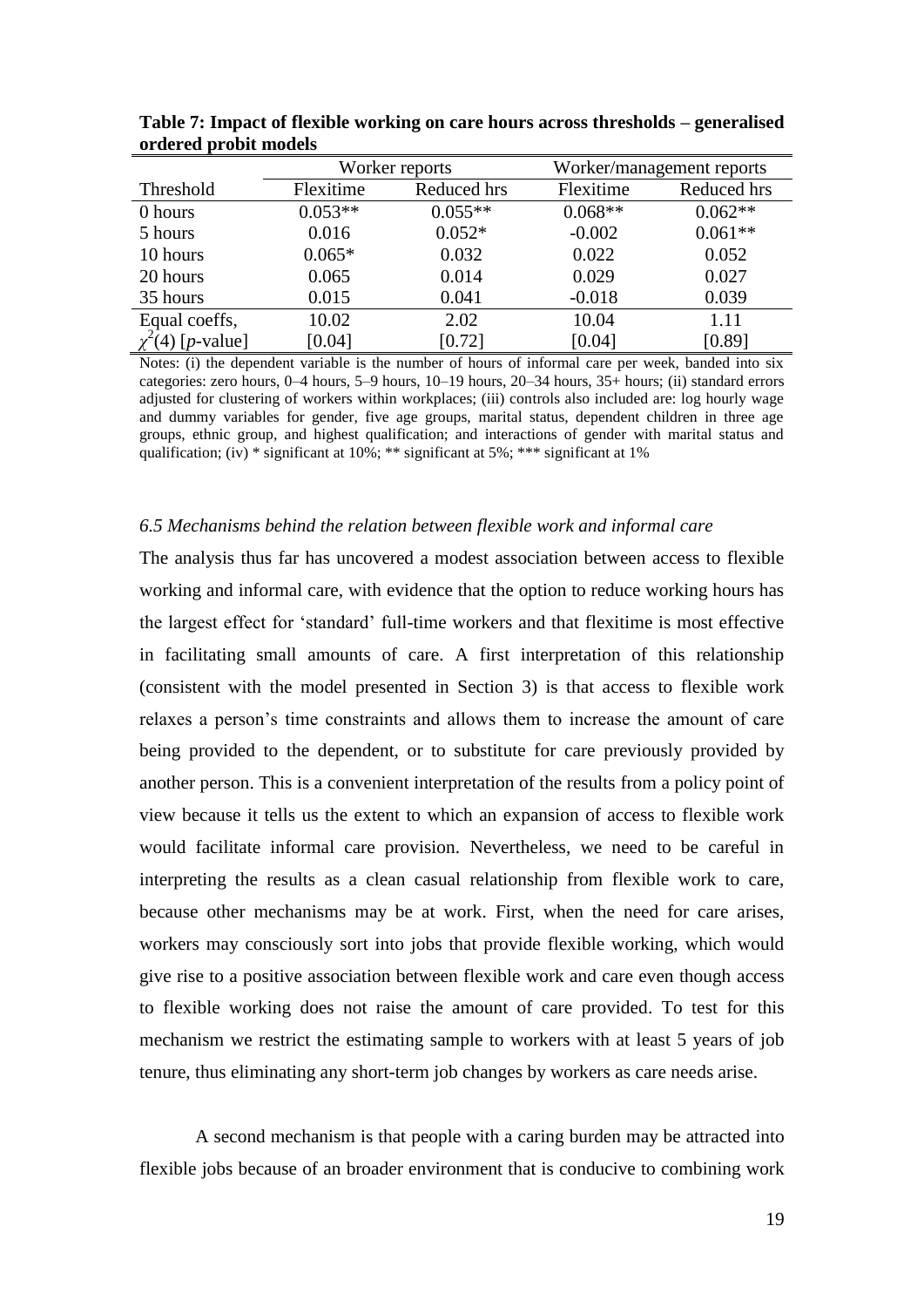**Table 7: Impact of flexible working on care hours across thresholds – generalised ordered probit models**

| | Worker reports | | Worker/management reports | |
|---|---|---|---|---|
| Threshold | Flexitime | Reduced hrs | Flexitime | Reduced hrs |
| 0 hours | 0.053** | 0.055** | 0.068** | 0.062** |
| 5 hours | 0.016 | 0.052* | -0.002 | 0.061** |
| 10 hours | 0.065* | 0.032 | 0.022 | 0.052 |
| 20 hours | 0.065 | 0.014 | 0.029 | 0.027 |
| 35 hours | 0.015 | 0.041 | -0.018 | 0.039 |
| Equal coeffs, $\chi^2(4)$ [$p$-value] | 10.02 [0.04] | 2.02 [0.72] | 10.04 [0.04] | 1.11 [0.89] |

Notes: (i) the dependent variable is the number of hours of informal care per week, banded into six categories: zero hours, 0–4 hours, 5–9 hours, 10–19 hours, 20–34 hours, 35+ hours; (ii) standard errors adjusted for clustering of workers within workplaces; (iii) controls also included are: log hourly wage and dummy variables for gender, five age groups, marital status, dependent children in three age groups, ethnic group, and highest qualification; and interactions of gender with marital status and qualification; (iv) * significant at 10%; ** significant at 5%; *** significant at 1%

### *6.5 Mechanisms behind the relation between flexible work and informal care*

The analysis thus far has uncovered a modest association between access to flexible working and informal care, with evidence that the option to reduce working hours has the largest effect for 'standard' full-time workers and that flexitime is most effective in facilitating small amounts of care. A first interpretation of this relationship (consistent with the model presented in Section 3) is that access to flexible work relaxes a person's time constraints and allows them to increase the amount of care being provided to the dependent, or to substitute for care previously provided by another person. This is a convenient interpretation of the results from a policy point of view because it tells us the extent to which an expansion of access to flexible work would facilitate informal care provision. Nevertheless, we need to be careful in interpreting the results as a clean casual relationship from flexible work to care, because other mechanisms may be at work. First, when the need for care arises, workers may consciously sort into jobs that provide flexible working, which would give rise to a positive association between flexible work and care even though access to flexible working does not raise the amount of care provided. To test for this mechanism we restrict the estimating sample to workers with at least 5 years of job tenure, thus eliminating any short-term job changes by workers as care needs arise.

A second mechanism is that people with a caring burden may be attracted into flexible jobs because of an broader environment that is conducive to combining work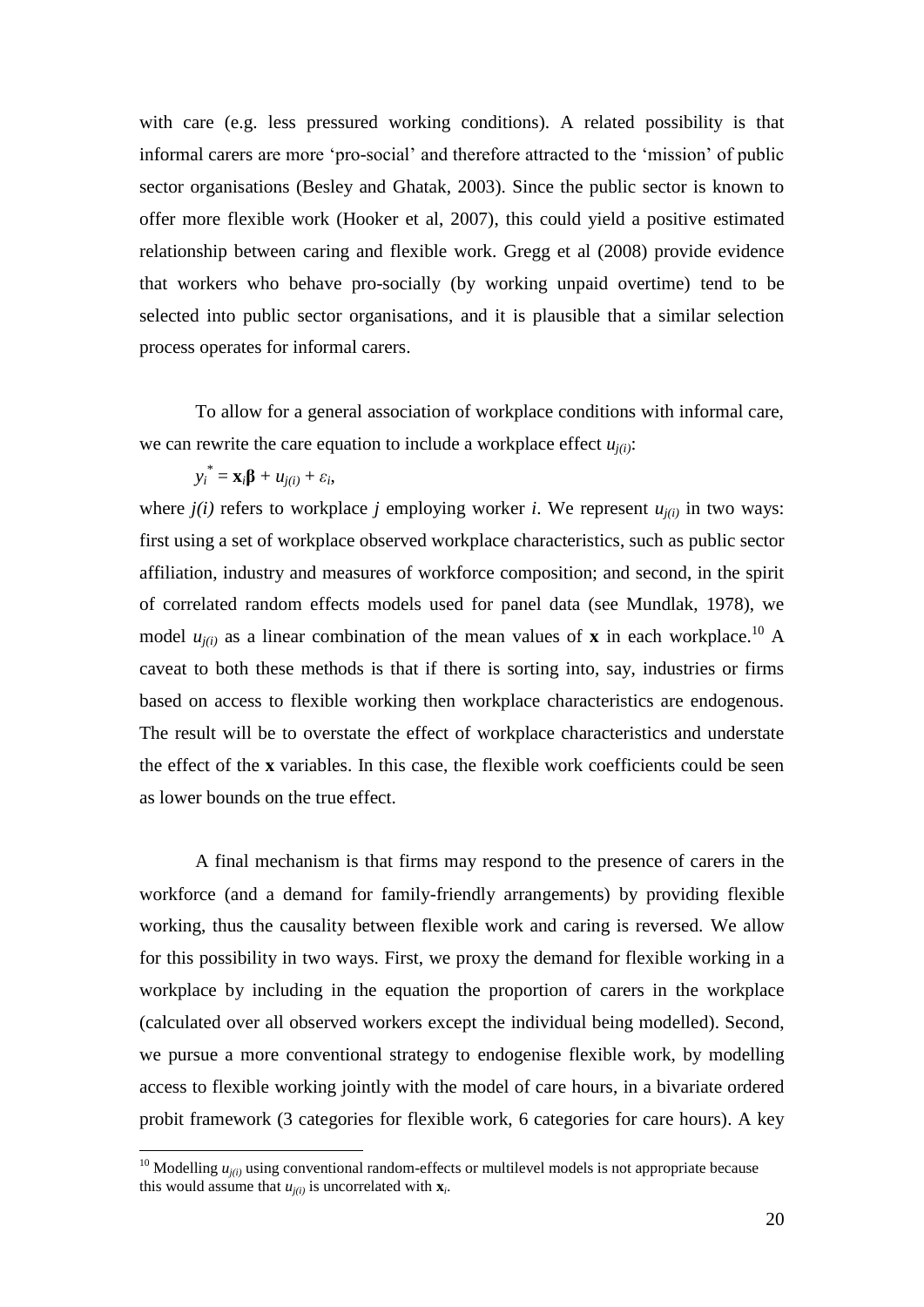with care (e.g. less pressured working conditions). A related possibility is that informal carers are more 'pro-social' and therefore attracted to the 'mission' of public sector organisations (Besley and Ghatak, 2003). Since the public sector is known to offer more flexible work (Hooker et al, 2007), this could yield a positive estimated relationship between caring and flexible work. Gregg et al (2008) provide evidence that workers who behave pro-socially (by working unpaid overtime) tend to be selected into public sector organisations, and it is plausible that a similar selection process operates for informal carers.

To allow for a general association of workplace conditions with informal care, we can rewrite the care equation to include a workplace effect $u_{j(i)}$:

$$y_i^* = \mathbf{x}_i\boldsymbol{\beta} + u_{j(i)} + \varepsilon_i,$$

where $j(i)$ refers to workplace $j$ employing worker $i$. We represent $u_{j(i)}$ in two ways: first using a set of workplace observed workplace characteristics, such as public sector affiliation, industry and measures of workforce composition; and second, in the spirit of correlated random effects models used for panel data (see Mundlak, 1978), we model $u_{j(i)}$ as a linear combination of the mean values of $\mathbf{x}$ in each workplace.[10] A caveat to both these methods is that if there is sorting into, say, industries or firms based on access to flexible working then workplace characteristics are endogenous. The result will be to overstate the effect of workplace characteristics and understate the effect of the $\mathbf{x}$ variables. In this case, the flexible work coefficients could be seen as lower bounds on the true effect.

A final mechanism is that firms may respond to the presence of carers in the workforce (and a demand for family-friendly arrangements) by providing flexible working, thus the causality between flexible work and caring is reversed. We allow for this possibility in two ways. First, we proxy the demand for flexible working in a workplace by including in the equation the proportion of carers in the workplace (calculated over all observed workers except the individual being modelled). Second, we pursue a more conventional strategy to endogenise flexible work, by modelling access to flexible working jointly with the model of care hours, in a bivariate ordered probit framework (3 categories for flexible work, 6 categories for care hours). A key

[10] Modelling $u_{j(i)}$ using conventional random-effects or multilevel models is not appropriate because this would assume that $u_{j(i)}$ is uncorrelated with $\mathbf{x}_i$.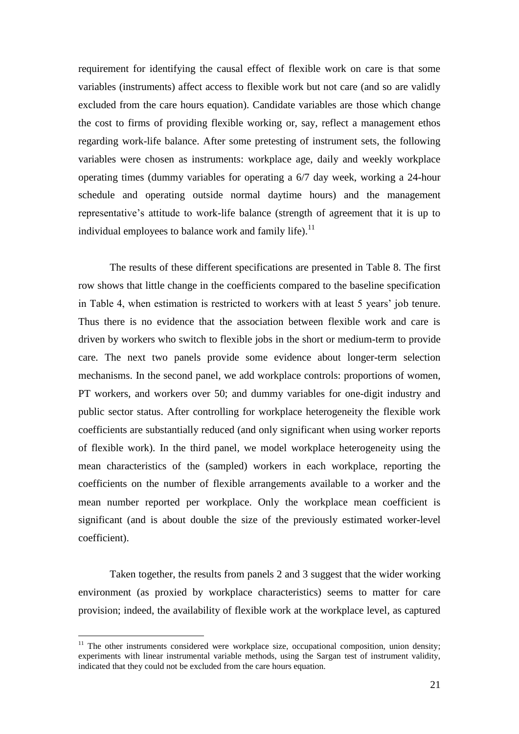requirement for identifying the causal effect of flexible work on care is that some variables (instruments) affect access to flexible work but not care (and so are validly excluded from the care hours equation). Candidate variables are those which change the cost to firms of providing flexible working or, say, reflect a management ethos regarding work-life balance. After some pretesting of instrument sets, the following variables were chosen as instruments: workplace age, daily and weekly workplace operating times (dummy variables for operating a 6/7 day week, working a 24-hour schedule and operating outside normal daytime hours) and the management representative's attitude to work-life balance (strength of agreement that it is up to individual employees to balance work and family life).[11]

The results of these different specifications are presented in Table 8. The first row shows that little change in the coefficients compared to the baseline specification in Table 4, when estimation is restricted to workers with at least 5 years' job tenure. Thus there is no evidence that the association between flexible work and care is driven by workers who switch to flexible jobs in the short or medium-term to provide care. The next two panels provide some evidence about longer-term selection mechanisms. In the second panel, we add workplace controls: proportions of women, PT workers, and workers over 50; and dummy variables for one-digit industry and public sector status. After controlling for workplace heterogeneity the flexible work coefficients are substantially reduced (and only significant when using worker reports of flexible work). In the third panel, we model workplace heterogeneity using the mean characteristics of the (sampled) workers in each workplace, reporting the coefficients on the number of flexible arrangements available to a worker and the mean number reported per workplace. Only the workplace mean coefficient is significant (and is about double the size of the previously estimated worker-level coefficient).

Taken together, the results from panels 2 and 3 suggest that the wider working environment (as proxied by workplace characteristics) seems to matter for care provision; indeed, the availability of flexible work at the workplace level, as captured

---

[11] The other instruments considered were workplace size, occupational composition, union density; experiments with linear instrumental variable methods, using the Sargan test of instrument validity, indicated that they could not be excluded from the care hours equation.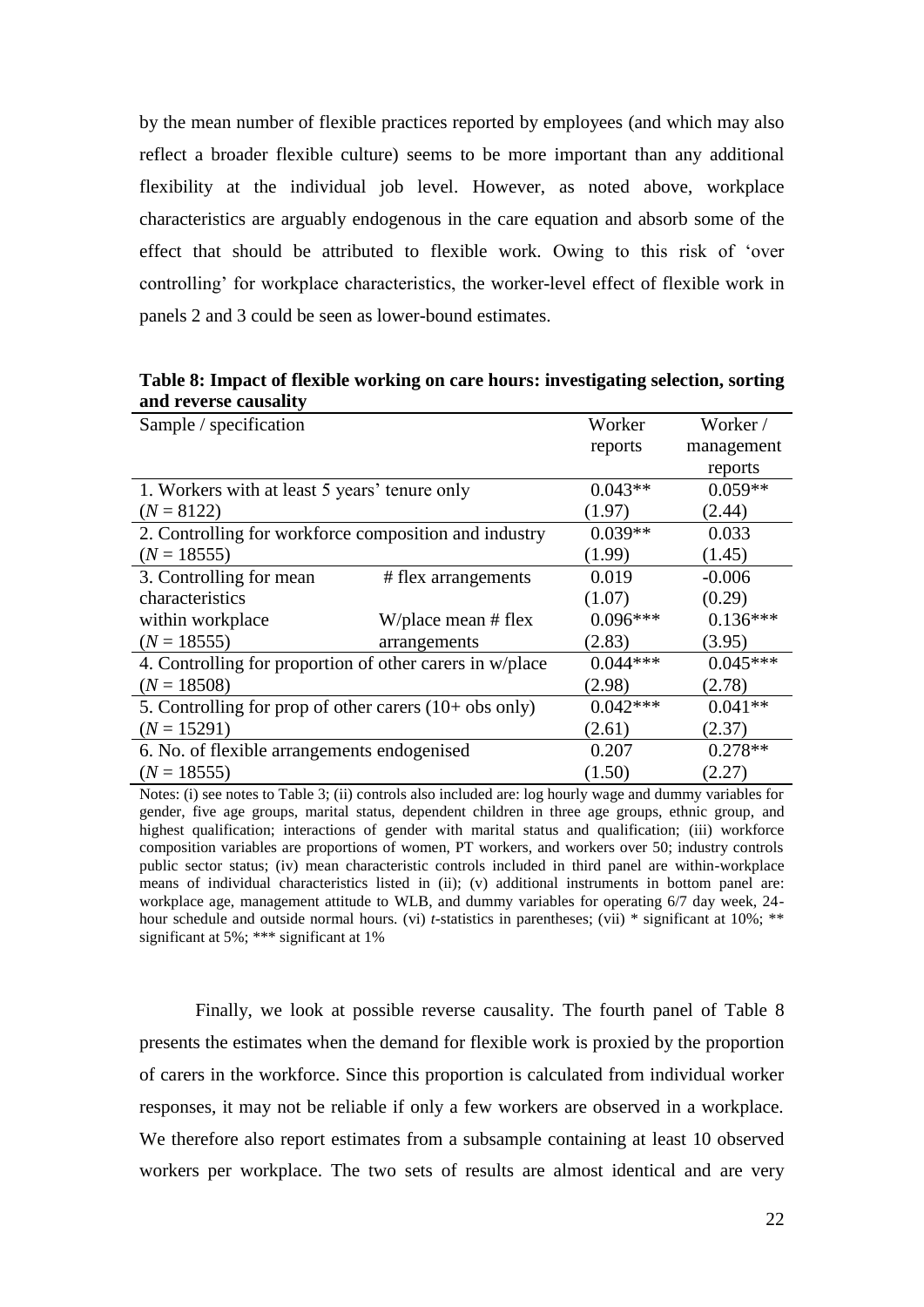by the mean number of flexible practices reported by employees (and which may also reflect a broader flexible culture) seems to be more important than any additional flexibility at the individual job level. However, as noted above, workplace characteristics are arguably endogenous in the care equation and absorb some of the effect that should be attributed to flexible work. Owing to this risk of 'over controlling' for workplace characteristics, the worker-level effect of flexible work in panels 2 and 3 could be seen as lower-bound estimates.

**Table 8: Impact of flexible working on care hours: investigating selection, sorting and reverse causality**

| Sample / specification | | Worker reports | Worker / management reports |
|---|---|---|---|
| 1. Workers with at least 5 years' tenure only | | 0.043** | 0.059** |
| (*N* = 8122) | | (1.97) | (2.44) |
| 2. Controlling for workforce composition and industry | | 0.039** | 0.033 |
| (*N* = 18555) | | (1.99) | (1.45) |
| 3. Controlling for mean characteristics | # flex arrangements | 0.019 | -0.006 |
| | | (1.07) | (0.29) |
| within workplace | W/place mean # flex arrangements | 0.096*** | 0.136*** |
| (*N* = 18555) | | (2.83) | (3.95) |
| 4. Controlling for proportion of other carers in w/place | | 0.044*** | 0.045*** |
| (*N* = 18508) | | (2.98) | (2.78) |
| 5. Controlling for prop of other carers (10+ obs only) | | 0.042*** | 0.041** |
| (*N* = 15291) | | (2.61) | (2.37) |
| 6. No. of flexible arrangements endogenised | | 0.207 | 0.278** |
| (*N* = 18555) | | (1.50) | (2.27) |

Notes: (i) see notes to Table 3; (ii) controls also included are: log hourly wage and dummy variables for gender, five age groups, marital status, dependent children in three age groups, ethnic group, and highest qualification; interactions of gender with marital status and qualification; (iii) workforce composition variables are proportions of women, PT workers, and workers over 50; industry controls public sector status; (iv) mean characteristic controls included in third panel are within-workplace means of individual characteristics listed in (ii); (v) additional instruments in bottom panel are: workplace age, management attitude to WLB, and dummy variables for operating 6/7 day week, 24-hour schedule and outside normal hours. (vi) *t*-statistics in parentheses; (vii) * significant at 10%; ** significant at 5%; *** significant at 1%

Finally, we look at possible reverse causality. The fourth panel of Table 8 presents the estimates when the demand for flexible work is proxied by the proportion of carers in the workforce. Since this proportion is calculated from individual worker responses, it may not be reliable if only a few workers are observed in a workplace. We therefore also report estimates from a subsample containing at least 10 observed workers per workplace. The two sets of results are almost identical and are very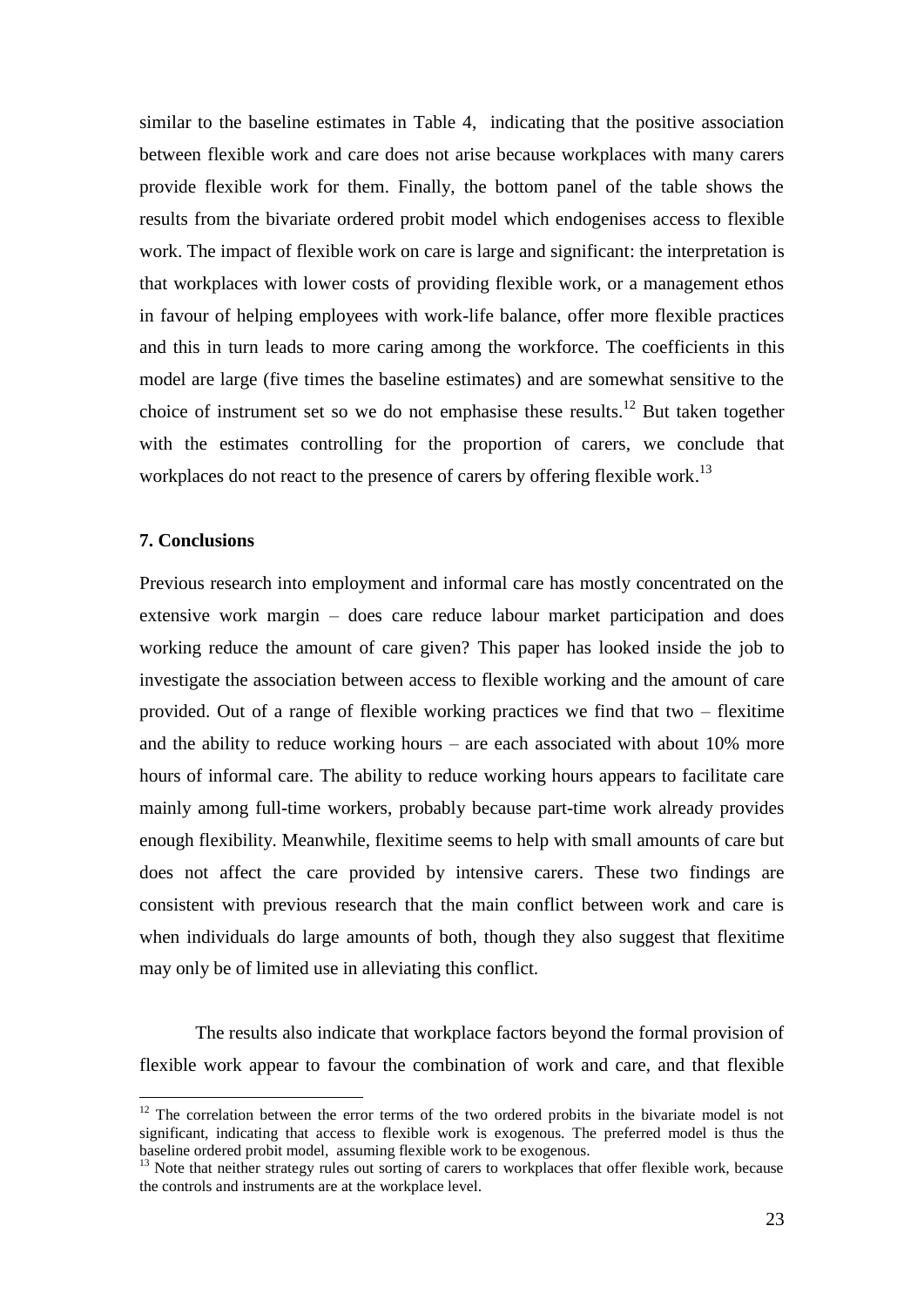similar to the baseline estimates in Table 4, indicating that the positive association between flexible work and care does not arise because workplaces with many carers provide flexible work for them. Finally, the bottom panel of the table shows the results from the bivariate ordered probit model which endogenises access to flexible work. The impact of flexible work on care is large and significant: the interpretation is that workplaces with lower costs of providing flexible work, or a management ethos in favour of helping employees with work-life balance, offer more flexible practices and this in turn leads to more caring among the workforce. The coefficients in this model are large (five times the baseline estimates) and are somewhat sensitive to the choice of instrument set so we do not emphasise these results.[12] But taken together with the estimates controlling for the proportion of carers, we conclude that workplaces do not react to the presence of carers by offering flexible work.[13]

## 7. Conclusions

Previous research into employment and informal care has mostly concentrated on the extensive work margin – does care reduce labour market participation and does working reduce the amount of care given? This paper has looked inside the job to investigate the association between access to flexible working and the amount of care provided. Out of a range of flexible working practices we find that two – flexitime and the ability to reduce working hours – are each associated with about 10% more hours of informal care. The ability to reduce working hours appears to facilitate care mainly among full-time workers, probably because part-time work already provides enough flexibility. Meanwhile, flexitime seems to help with small amounts of care but does not affect the care provided by intensive carers. These two findings are consistent with previous research that the main conflict between work and care is when individuals do large amounts of both, though they also suggest that flexitime may only be of limited use in alleviating this conflict.

The results also indicate that workplace factors beyond the formal provision of flexible work appear to favour the combination of work and care, and that flexible

[12] The correlation between the error terms of the two ordered probits in the bivariate model is not significant, indicating that access to flexible work is exogenous. The preferred model is thus the baseline ordered probit model, assuming flexible work to be exogenous.

[13] Note that neither strategy rules out sorting of carers to workplaces that offer flexible work, because the controls and instruments are at the workplace level.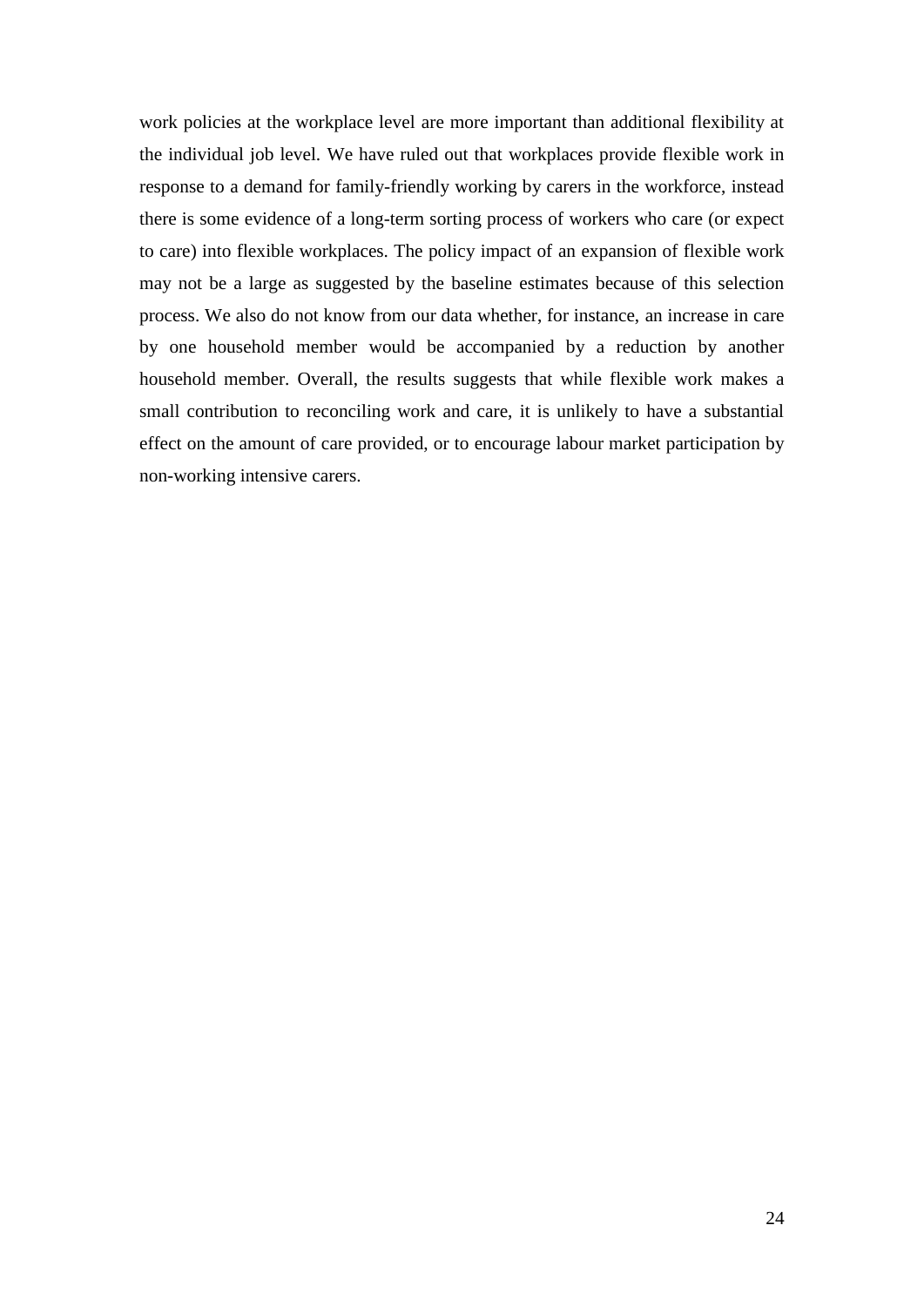work policies at the workplace level are more important than additional flexibility at the individual job level. We have ruled out that workplaces provide flexible work in response to a demand for family-friendly working by carers in the workforce, instead there is some evidence of a long-term sorting process of workers who care (or expect to care) into flexible workplaces. The policy impact of an expansion of flexible work may not be a large as suggested by the baseline estimates because of this selection process. We also do not know from our data whether, for instance, an increase in care by one household member would be accompanied by a reduction by another household member. Overall, the results suggests that while flexible work makes a small contribution to reconciling work and care, it is unlikely to have a substantial effect on the amount of care provided, or to encourage labour market participation by non-working intensive carers.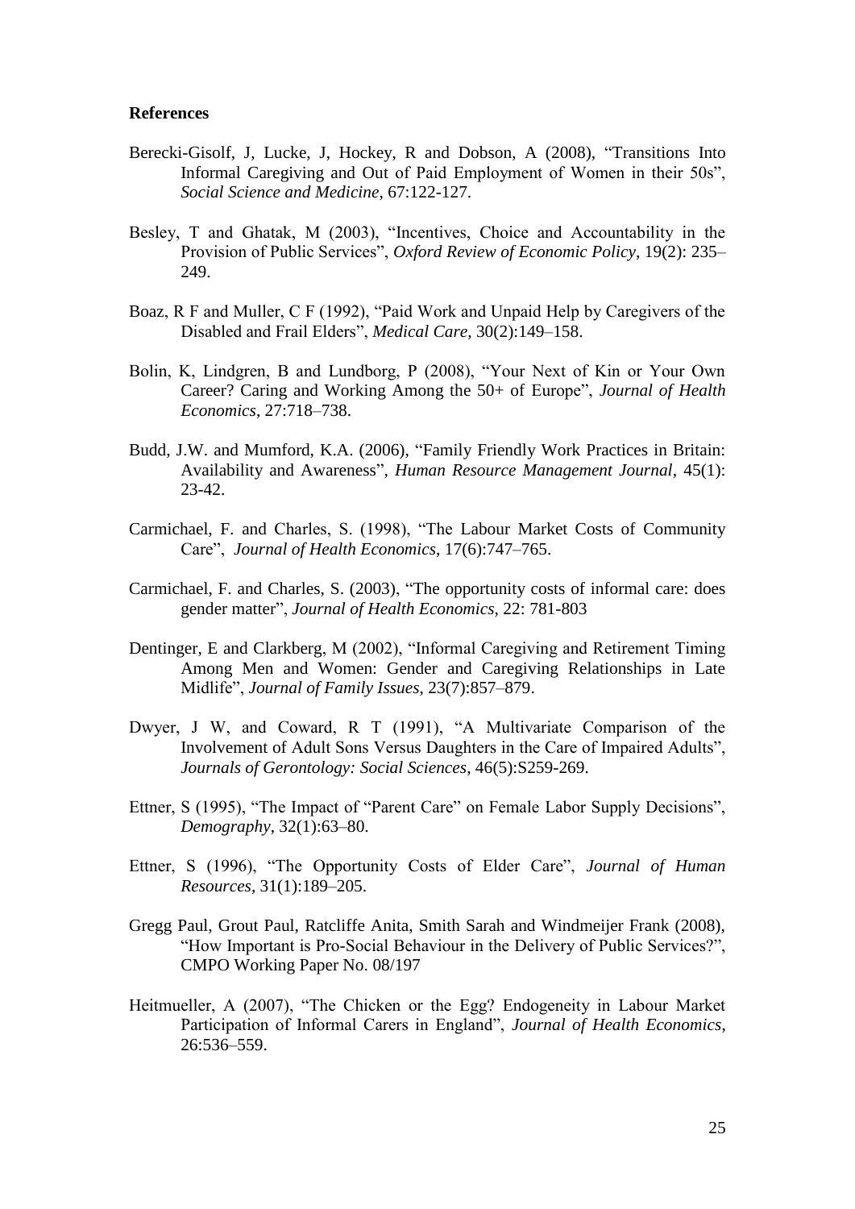**References**

Berecki-Gisolf, J, Lucke, J, Hockey, R and Dobson, A (2008), "Transitions Into Informal Caregiving and Out of Paid Employment of Women in their 50s", *Social Science and Medicine*, 67:122-127.

Besley, T and Ghatak, M (2003), "Incentives, Choice and Accountability in the Provision of Public Services", *Oxford Review of Economic Policy*, 19(2): 235–249.

Boaz, R F and Muller, C F (1992), "Paid Work and Unpaid Help by Caregivers of the Disabled and Frail Elders", *Medical Care*, 30(2):149–158.

Bolin, K, Lindgren, B and Lundborg, P (2008), "Your Next of Kin or Your Own Career? Caring and Working Among the 50+ of Europe", *Journal of Health Economics*, 27:718–738.

Budd, J.W. and Mumford, K.A. (2006), "Family Friendly Work Practices in Britain: Availability and Awareness", *Human Resource Management Journal*, 45(1): 23-42.

Carmichael, F. and Charles, S. (1998), "The Labour Market Costs of Community Care", *Journal of Health Economics*, 17(6):747–765.

Carmichael, F. and Charles, S. (2003), "The opportunity costs of informal care: does gender matter", *Journal of Health Economics*, 22: 781-803

Dentinger, E and Clarkberg, M (2002), "Informal Caregiving and Retirement Timing Among Men and Women: Gender and Caregiving Relationships in Late Midlife", *Journal of Family Issues*, 23(7):857–879.

Dwyer, J W, and Coward, R T (1991), "A Multivariate Comparison of the Involvement of Adult Sons Versus Daughters in the Care of Impaired Adults", *Journals of Gerontology: Social Sciences*, 46(5):S259-269.

Ettner, S (1995), "The Impact of "Parent Care" on Female Labor Supply Decisions", *Demography*, 32(1):63–80.

Ettner, S (1996), "The Opportunity Costs of Elder Care", *Journal of Human Resources*, 31(1):189–205.

Gregg Paul, Grout Paul, Ratcliffe Anita, Smith Sarah and Windmeijer Frank (2008), "How Important is Pro-Social Behaviour in the Delivery of Public Services?", CMPO Working Paper No. 08/197

Heitmueller, A (2007), "The Chicken or the Egg? Endogeneity in Labour Market Participation of Informal Carers in England", *Journal of Health Economics*, 26:536–559.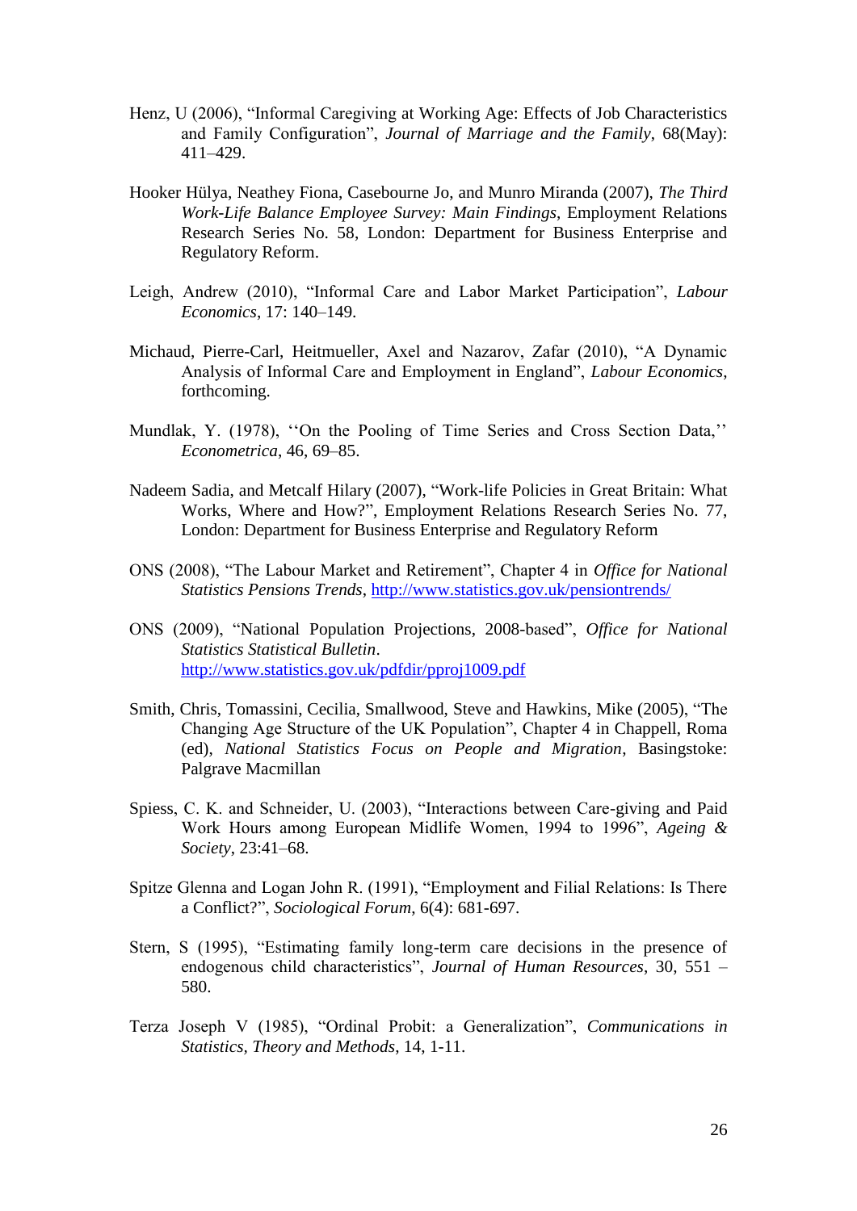Henz, U (2006), "Informal Caregiving at Working Age: Effects of Job Characteristics and Family Configuration", *Journal of Marriage and the Family*, 68(May): 411–429.

Hooker Hülya, Neathey Fiona, Casebourne Jo, and Munro Miranda (2007), *The Third Work-Life Balance Employee Survey: Main Findings*, Employment Relations Research Series No. 58, London: Department for Business Enterprise and Regulatory Reform.

Leigh, Andrew (2010), "Informal Care and Labor Market Participation", *Labour Economics*, 17: 140–149.

Michaud, Pierre-Carl, Heitmueller, Axel and Nazarov, Zafar (2010), "A Dynamic Analysis of Informal Care and Employment in England", *Labour Economics*, forthcoming.

Mundlak, Y. (1978), ''On the Pooling of Time Series and Cross Section Data,'' *Econometrica*, 46, 69–85.

Nadeem Sadia, and Metcalf Hilary (2007), "Work-life Policies in Great Britain: What Works, Where and How?", Employment Relations Research Series No. 77, London: Department for Business Enterprise and Regulatory Reform

ONS (2008), "The Labour Market and Retirement", Chapter 4 in *Office for National Statistics Pensions Trends*, http://www.statistics.gov.uk/pensiontrends/

ONS (2009), "National Population Projections, 2008-based", *Office for National Statistics Statistical Bulletin*. http://www.statistics.gov.uk/pdfdir/pproj1009.pdf

Smith, Chris, Tomassini, Cecilia, Smallwood, Steve and Hawkins, Mike (2005), "The Changing Age Structure of the UK Population", Chapter 4 in Chappell, Roma (ed), *National Statistics Focus on People and Migration*, Basingstoke: Palgrave Macmillan

Spiess, C. K. and Schneider, U. (2003), "Interactions between Care-giving and Paid Work Hours among European Midlife Women, 1994 to 1996", *Ageing & Society*, 23:41–68.

Spitze Glenna and Logan John R. (1991), "Employment and Filial Relations: Is There a Conflict?", *Sociological Forum*, 6(4): 681-697.

Stern, S (1995), "Estimating family long-term care decisions in the presence of endogenous child characteristics", *Journal of Human Resources*, 30, 551 – 580.

Terza Joseph V (1985), "Ordinal Probit: a Generalization", *Communications in Statistics, Theory and Methods*, 14, 1-11.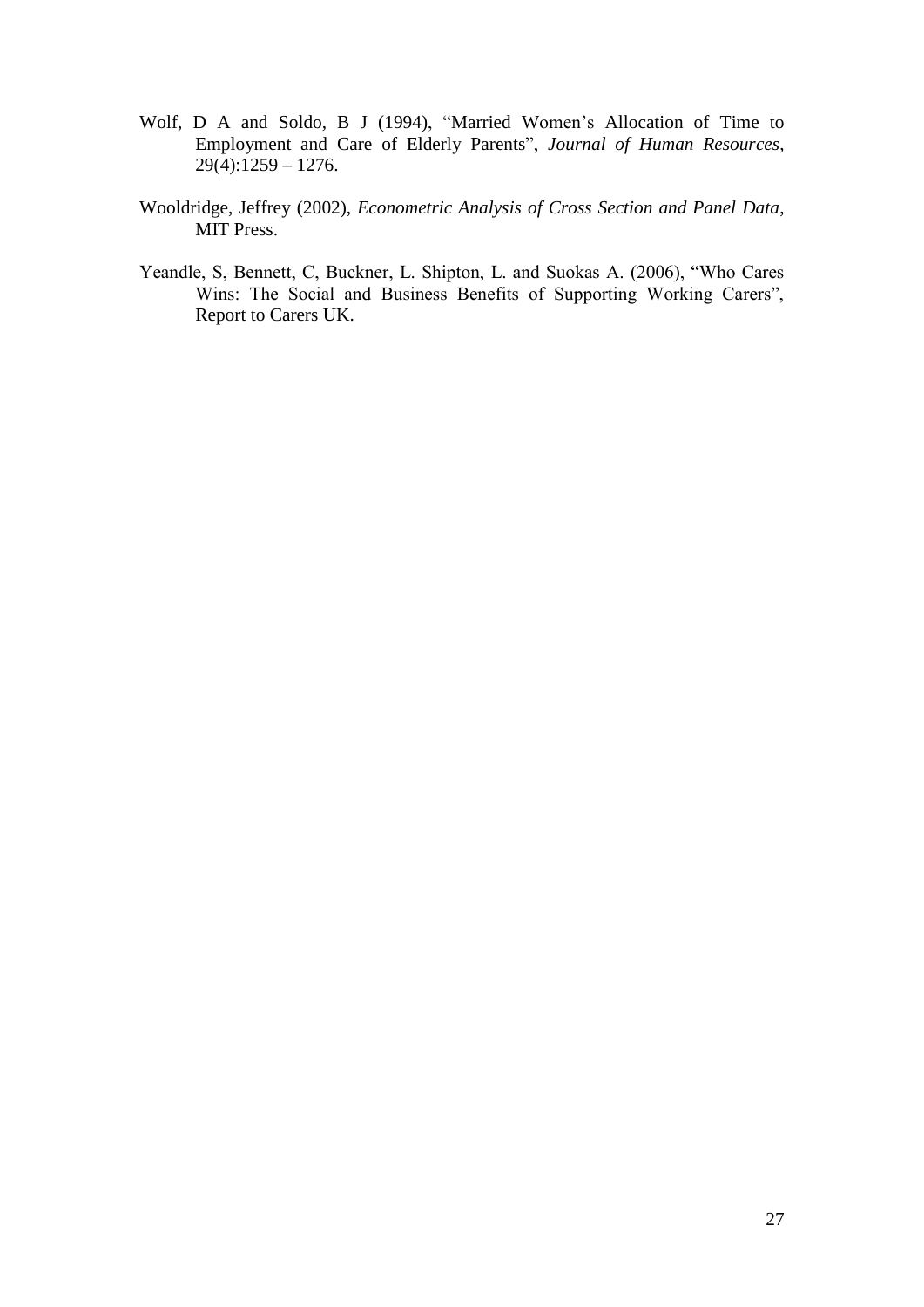Wolf, D A and Soldo, B J (1994), "Married Women's Allocation of Time to Employment and Care of Elderly Parents", *Journal of Human Resources*, 29(4):1259 – 1276.

Wooldridge, Jeffrey (2002), *Econometric Analysis of Cross Section and Panel Data*, MIT Press.

Yeandle, S, Bennett, C, Buckner, L. Shipton, L. and Suokas A. (2006), "Who Cares Wins: The Social and Business Benefits of Supporting Working Carers", Report to Carers UK.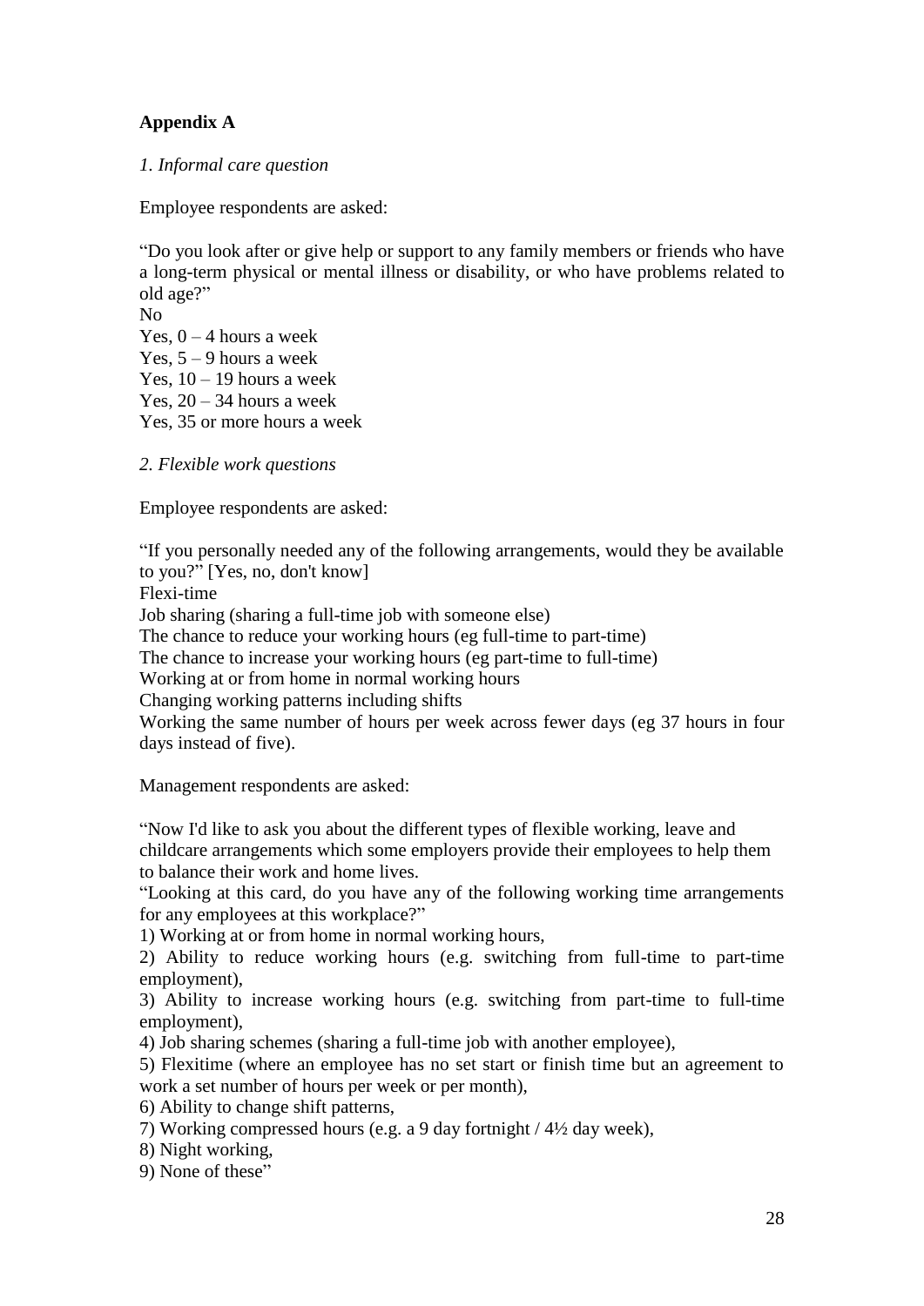**Appendix A**

*1. Informal care question*

Employee respondents are asked:

“Do you look after or give help or support to any family members or friends who have a long-term physical or mental illness or disability, or who have problems related to old age?”

No  
Yes, 0 – 4 hours a week  
Yes, 5 – 9 hours a week  
Yes, 10 – 19 hours a week  
Yes, 20 – 34 hours a week  
Yes, 35 or more hours a week

*2. Flexible work questions*

Employee respondents are asked:

“If you personally needed any of the following arrangements, would they be available to you?” [Yes, no, don't know]

Flexi-time  
Job sharing (sharing a full-time job with someone else)  
The chance to reduce your working hours (eg full-time to part-time)  
The chance to increase your working hours (eg part-time to full-time)  
Working at or from home in normal working hours  
Changing working patterns including shifts  
Working the same number of hours per week across fewer days (eg 37 hours in four days instead of five).

Management respondents are asked:

“Now I'd like to ask you about the different types of flexible working, leave and childcare arrangements which some employers provide their employees to help them to balance their work and home lives.

“Looking at this card, do you have any of the following working time arrangements for any employees at this workplace?”

1) Working at or from home in normal working hours,  
2) Ability to reduce working hours (e.g. switching from full-time to part-time employment),  
3) Ability to increase working hours (e.g. switching from part-time to full-time employment),  
4) Job sharing schemes (sharing a full-time job with another employee),  
5) Flexitime (where an employee has no set start or finish time but an agreement to work a set number of hours per week or per month),  
6) Ability to change shift patterns,  
7) Working compressed hours (e.g. a 9 day fortnight / 4½ day week),  
8) Night working,  
9) None of these”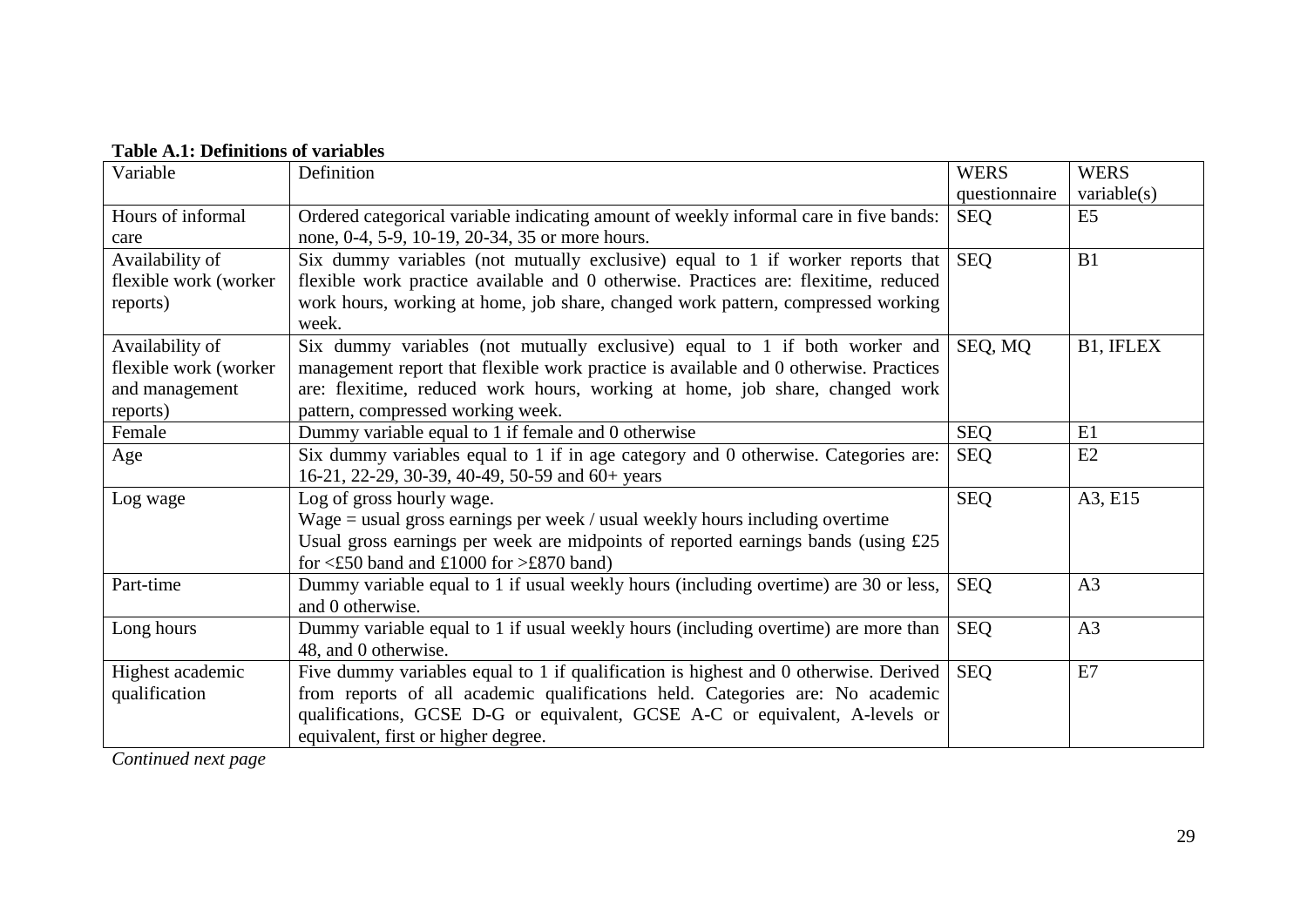**Table A.1: Definitions of variables**

| Variable | Definition | WERS questionnaire | WERS variable(s) |
|---|---|---|---|
| Hours of informal care | Ordered categorical variable indicating amount of weekly informal care in five bands: none, 0-4, 5-9, 10-19, 20-34, 35 or more hours. | SEQ | E5 |
| Availability of flexible work (worker reports) | Six dummy variables (not mutually exclusive) equal to 1 if worker reports that flexible work practice available and 0 otherwise. Practices are: flexitime, reduced work hours, working at home, job share, changed work pattern, compressed working week. | SEQ | B1 |
| Availability of flexible work (worker and management reports) | Six dummy variables (not mutually exclusive) equal to 1 if both worker and management report that flexible work practice is available and 0 otherwise. Practices are: flexitime, reduced work hours, working at home, job share, changed work pattern, compressed working week. | SEQ, MQ | B1, IFLEX |
| Female | Dummy variable equal to 1 if female and 0 otherwise | SEQ | E1 |
| Age | Six dummy variables equal to 1 if in age category and 0 otherwise. Categories are: 16-21, 22-29, 30-39, 40-49, 50-59 and 60+ years | SEQ | E2 |
| Log wage | Log of gross hourly wage. Wage = usual gross earnings per week / usual weekly hours including overtime Usual gross earnings per week are midpoints of reported earnings bands (using £25 for <£50 band and £1000 for >£870 band) | SEQ | A3, E15 |
| Part-time | Dummy variable equal to 1 if usual weekly hours (including overtime) are 30 or less, and 0 otherwise. | SEQ | A3 |
| Long hours | Dummy variable equal to 1 if usual weekly hours (including overtime) are more than 48, and 0 otherwise. | SEQ | A3 |
| Highest academic qualification | Five dummy variables equal to 1 if qualification is highest and 0 otherwise. Derived from reports of all academic qualifications held. Categories are: No academic qualifications, GCSE D-G or equivalent, GCSE A-C or equivalent, A-levels or equivalent, first or higher degree. | SEQ | E7 |

*Continued next page*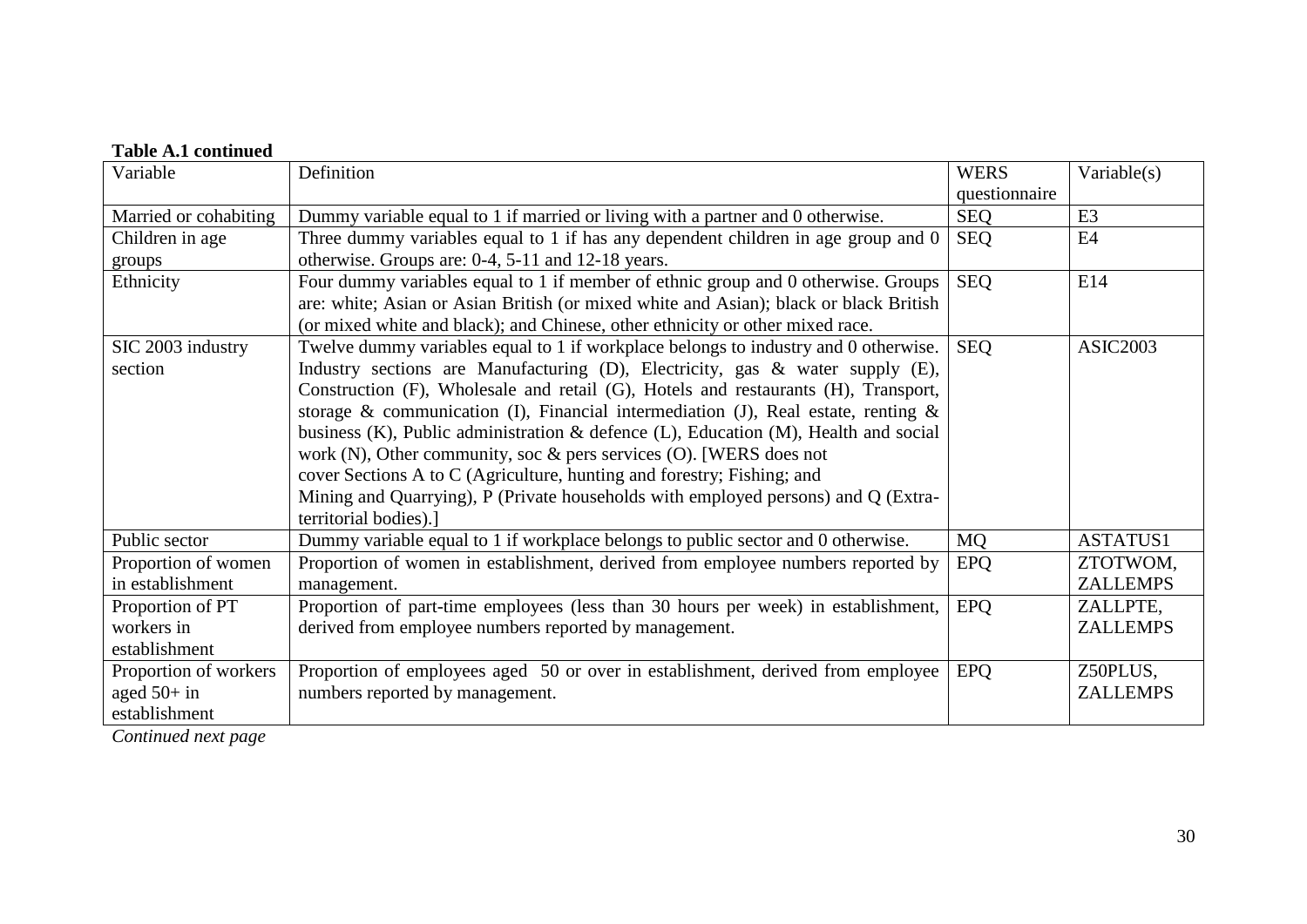**Table A.1 continued**

| Variable | Definition | WERS questionnaire | Variable(s) |
| --- | --- | --- | --- |
| Married or cohabiting | Dummy variable equal to 1 if married or living with a partner and 0 otherwise. | SEQ | E3 |
| Children in age groups | Three dummy variables equal to 1 if has any dependent children in age group and 0 otherwise. Groups are: 0-4, 5-11 and 12-18 years. | SEQ | E4 |
| Ethnicity | Four dummy variables equal to 1 if member of ethnic group and 0 otherwise. Groups are: white; Asian or Asian British (or mixed white and Asian); black or black British (or mixed white and black); and Chinese, other ethnicity or other mixed race. | SEQ | E14 |
| SIC 2003 industry section | Twelve dummy variables equal to 1 if workplace belongs to industry and 0 otherwise. Industry sections are Manufacturing (D), Electricity, gas & water supply (E), Construction (F), Wholesale and retail (G), Hotels and restaurants (H), Transport, storage & communication (I), Financial intermediation (J), Real estate, renting & business (K), Public administration & defence (L), Education (M), Health and social work (N), Other community, soc & pers services (O). [WERS does not cover Sections A to C (Agriculture, hunting and forestry; Fishing; and Mining and Quarrying), P (Private households with employed persons) and Q (Extra-territorial bodies).] | SEQ | ASIC2003 |
| Public sector | Dummy variable equal to 1 if workplace belongs to public sector and 0 otherwise. | MQ | ASTATUS1 |
| Proportion of women in establishment | Proportion of women in establishment, derived from employee numbers reported by management. | EPQ | ZTOTWOM, ZALLEMPS |
| Proportion of PT workers in establishment | Proportion of part-time employees (less than 30 hours per week) in establishment, derived from employee numbers reported by management. | EPQ | ZALLPTE, ZALLEMPS |
| Proportion of workers aged 50+ in establishment | Proportion of employees aged 50 or over in establishment, derived from employee numbers reported by management. | EPQ | Z50PLUS, ZALLEMPS |

*Continued next page*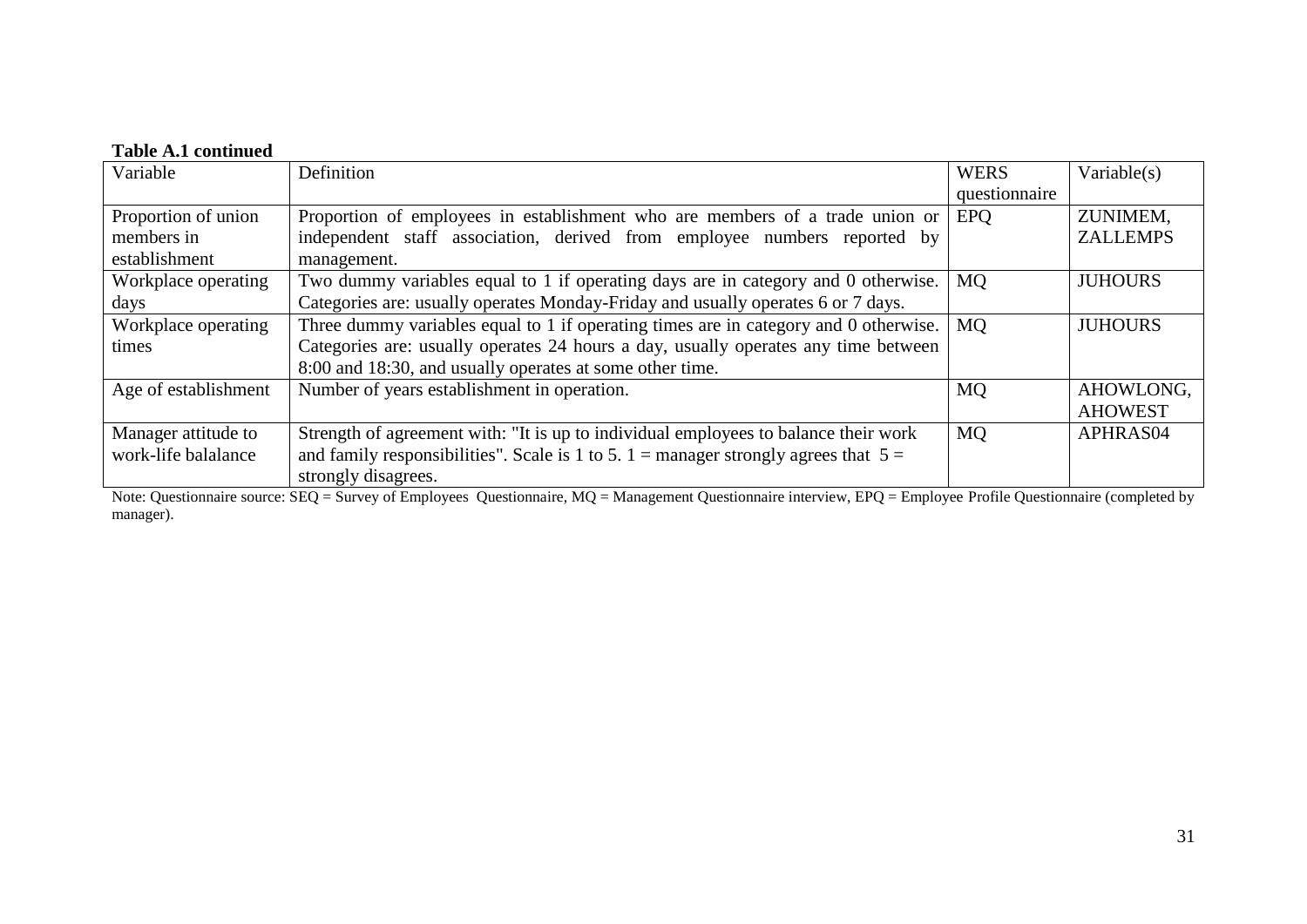**Table A.1 continued**

| Variable | Definition | WERS questionnaire | Variable(s) |
|---|---|---|---|
| Proportion of union members in establishment | Proportion of employees in establishment who are members of a trade union or independent staff association, derived from employee numbers reported by management. | EPQ | ZUNIMEM, ZALLEMPS |
| Workplace operating days | Two dummy variables equal to 1 if operating days are in category and 0 otherwise. Categories are: usually operates Monday-Friday and usually operates 6 or 7 days. | MQ | JUHOURS |
| Workplace operating times | Three dummy variables equal to 1 if operating times are in category and 0 otherwise. Categories are: usually operates 24 hours a day, usually operates any time between 8:00 and 18:30, and usually operates at some other time. | MQ | JUHOURS |
| Age of establishment | Number of years establishment in operation. | MQ | AHOWLONG, AHOWEST |
| Manager attitude to work-life balalance | Strength of agreement with: "It is up to individual employees to balance their work and family responsibilities". Scale is 1 to 5. 1 = manager strongly agrees that 5 = strongly disagrees. | MQ | APHRAS04 |

Note: Questionnaire source: SEQ = Survey of Employees Questionnaire, MQ = Management Questionnaire interview, EPQ = Employee Profile Questionnaire (completed by manager).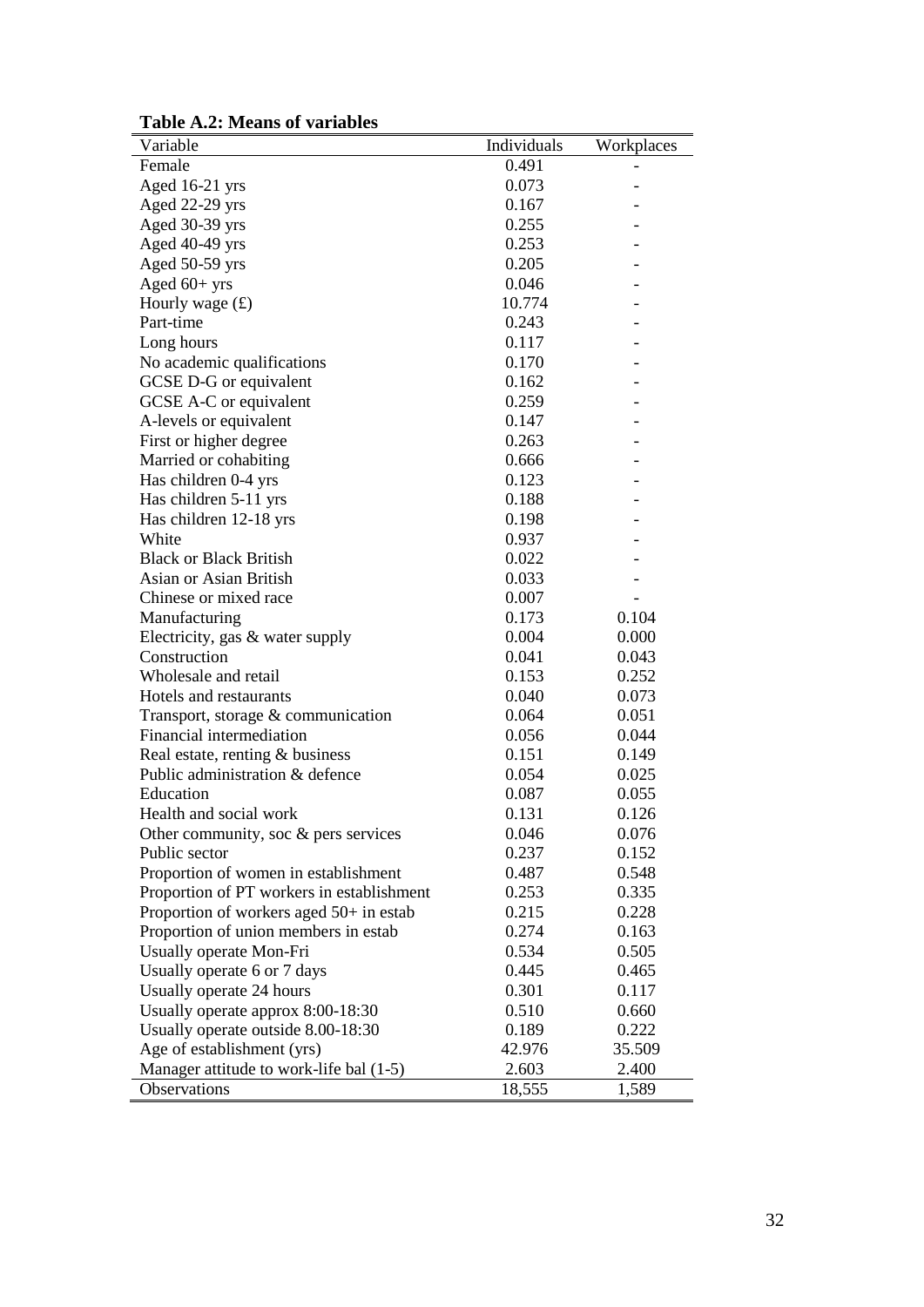**Table A.2: Means of variables**

| Variable | Individuals | Workplaces |
|---|---|---|
| Female | 0.491 | - |
| Aged 16-21 yrs | 0.073 | - |
| Aged 22-29 yrs | 0.167 | - |
| Aged 30-39 yrs | 0.255 | - |
| Aged 40-49 yrs | 0.253 | - |
| Aged 50-59 yrs | 0.205 | - |
| Aged 60+ yrs | 0.046 | - |
| Hourly wage (£) | 10.774 | - |
| Part-time | 0.243 | - |
| Long hours | 0.117 | - |
| No academic qualifications | 0.170 | - |
| GCSE D-G or equivalent | 0.162 | - |
| GCSE A-C or equivalent | 0.259 | - |
| A-levels or equivalent | 0.147 | - |
| First or higher degree | 0.263 | - |
| Married or cohabiting | 0.666 | - |
| Has children 0-4 yrs | 0.123 | - |
| Has children 5-11 yrs | 0.188 | - |
| Has children 12-18 yrs | 0.198 | - |
| White | 0.937 | - |
| Black or Black British | 0.022 | - |
| Asian or Asian British | 0.033 | - |
| Chinese or mixed race | 0.007 | - |
| Manufacturing | 0.173 | 0.104 |
| Electricity, gas & water supply | 0.004 | 0.000 |
| Construction | 0.041 | 0.043 |
| Wholesale and retail | 0.153 | 0.252 |
| Hotels and restaurants | 0.040 | 0.073 |
| Transport, storage & communication | 0.064 | 0.051 |
| Financial intermediation | 0.056 | 0.044 |
| Real estate, renting & business | 0.151 | 0.149 |
| Public administration & defence | 0.054 | 0.025 |
| Education | 0.087 | 0.055 |
| Health and social work | 0.131 | 0.126 |
| Other community, soc & pers services | 0.046 | 0.076 |
| Public sector | 0.237 | 0.152 |
| Proportion of women in establishment | 0.487 | 0.548 |
| Proportion of PT workers in establishment | 0.253 | 0.335 |
| Proportion of workers aged 50+ in estab | 0.215 | 0.228 |
| Proportion of union members in estab | 0.274 | 0.163 |
| Usually operate Mon-Fri | 0.534 | 0.505 |
| Usually operate 6 or 7 days | 0.445 | 0.465 |
| Usually operate 24 hours | 0.301 | 0.117 |
| Usually operate approx 8:00-18:30 | 0.510 | 0.660 |
| Usually operate outside 8.00-18:30 | 0.189 | 0.222 |
| Age of establishment (yrs) | 42.976 | 35.509 |
| Manager attitude to work-life bal (1-5) | 2.603 | 2.400 |
| Observations | 18,555 | 1,589 |